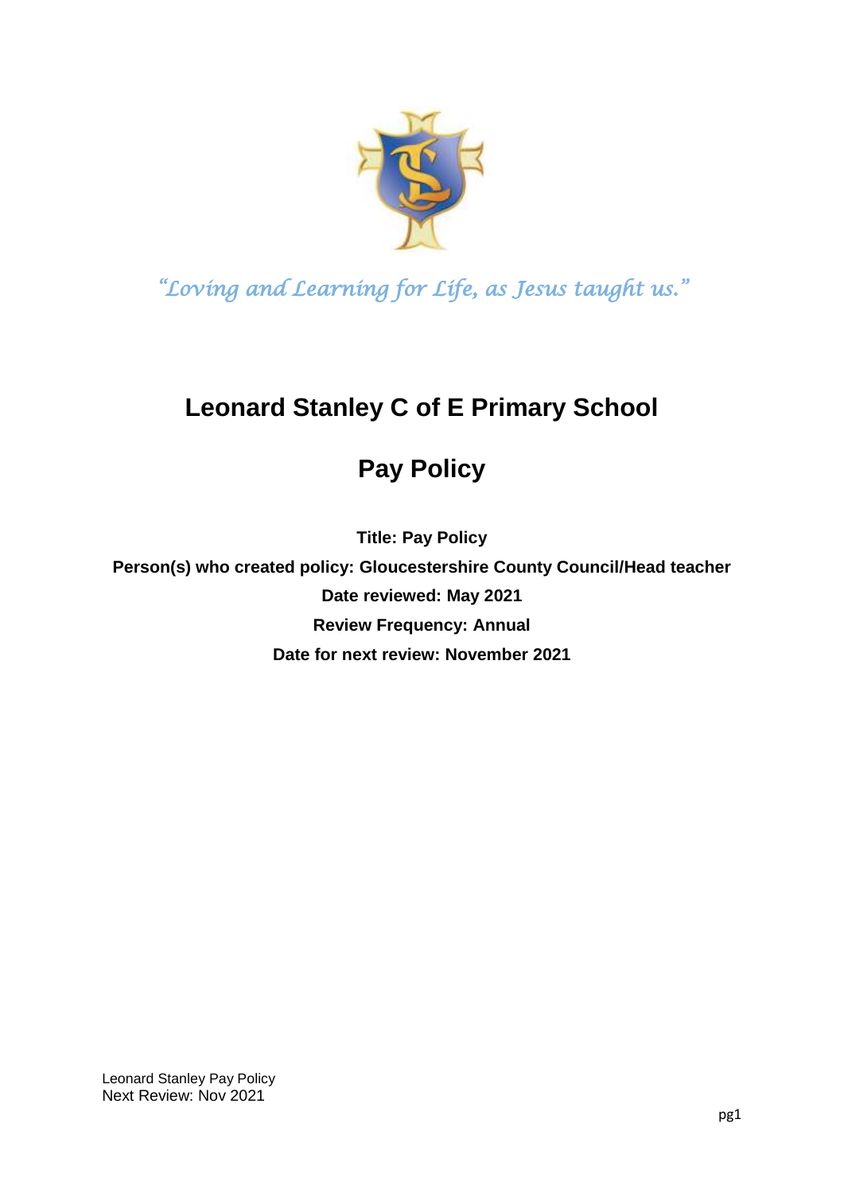*"Loving and Learning for Life, as Jesus taught us."*

# Leonard Stanley C of E Primary School

# Pay Policy

**Title: Pay Policy**

**Person(s) who created policy: Gloucestershire County Council/Head teacher**

**Date reviewed: May 2021**

**Review Frequency: Annual**

**Date for next review: November 2021**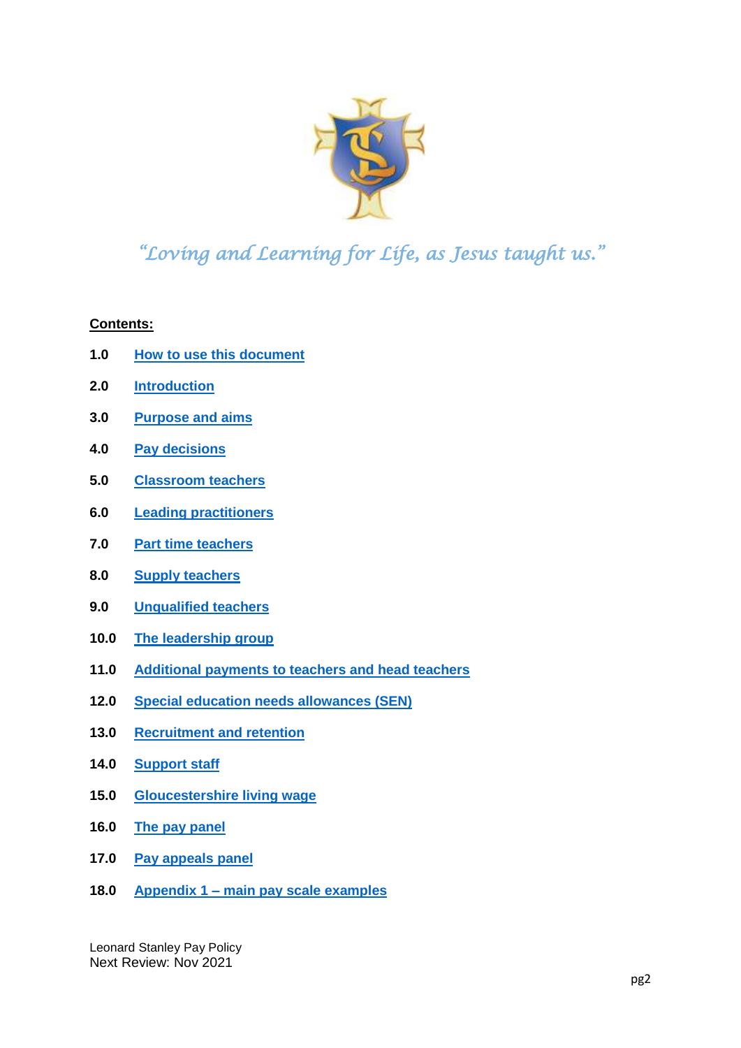*"Loving and Learning for Life, as Jesus taught us."*

**Contents:**

**1.0** How to use this document

**2.0** Introduction

**3.0** Purpose and aims

**4.0** Pay decisions

**5.0** Classroom teachers

**6.0** Leading practitioners

**7.0** Part time teachers

**8.0** Supply teachers

**9.0** Unqualified teachers

**10.0** The leadership group

**11.0** Additional payments to teachers and head teachers

**12.0** Special education needs allowances (SEN)

**13.0** Recruitment and retention

**14.0** Support staff

**15.0** Gloucestershire living wage

**16.0** The pay panel

**17.0** Pay appeals panel

**18.0** Appendix 1 – main pay scale examples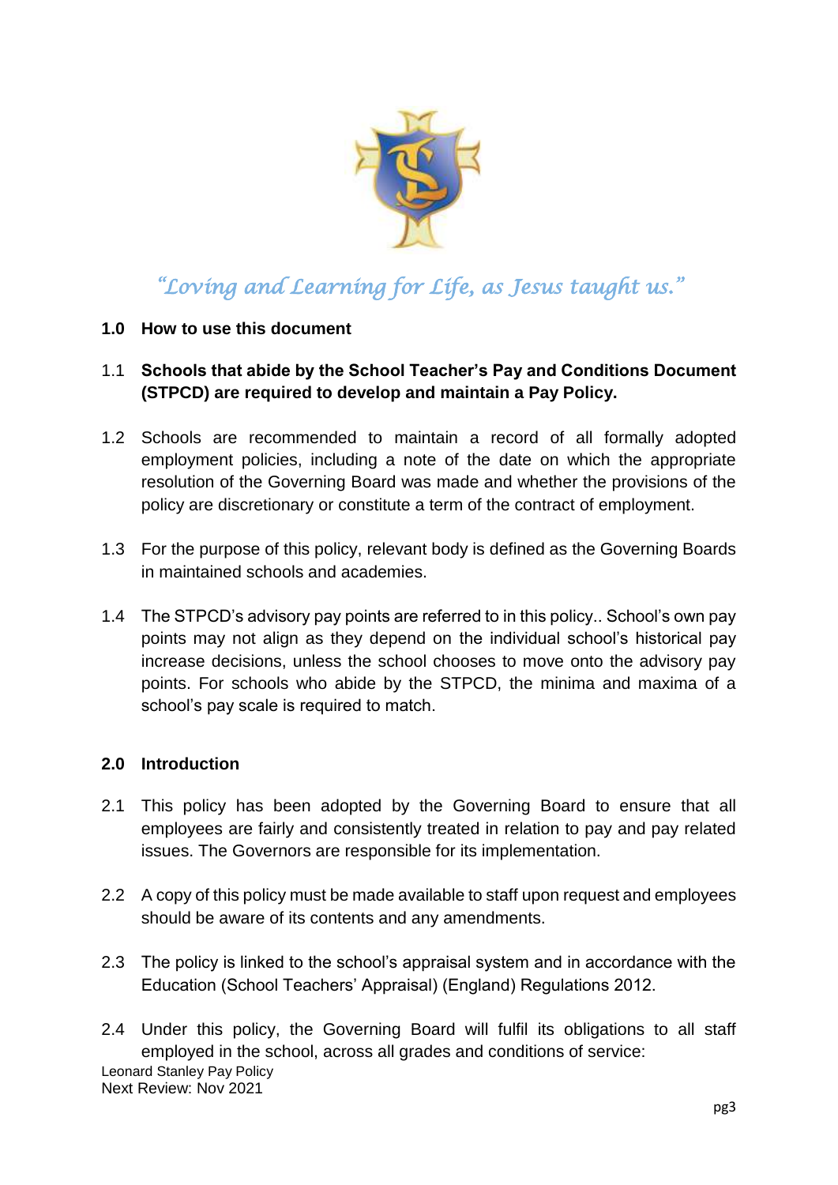*"Loving and Learning for Life, as Jesus taught us."*

## 1.0 How to use this document

1.1 **Schools that abide by the School Teacher's Pay and Conditions Document (STPCD) are required to develop and maintain a Pay Policy.**

1.2 Schools are recommended to maintain a record of all formally adopted employment policies, including a note of the date on which the appropriate resolution of the Governing Board was made and whether the provisions of the policy are discretionary or constitute a term of the contract of employment.

1.3 For the purpose of this policy, relevant body is defined as the Governing Boards in maintained schools and academies.

1.4 The STPCD's advisory pay points are referred to in this policy.. School's own pay points may not align as they depend on the individual school's historical pay increase decisions, unless the school chooses to move onto the advisory pay points. For schools who abide by the STPCD, the minima and maxima of a school's pay scale is required to match.

## 2.0 Introduction

2.1 This policy has been adopted by the Governing Board to ensure that all employees are fairly and consistently treated in relation to pay and pay related issues. The Governors are responsible for its implementation.

2.2 A copy of this policy must be made available to staff upon request and employees should be aware of its contents and any amendments.

2.3 The policy is linked to the school's appraisal system and in accordance with the Education (School Teachers' Appraisal) (England) Regulations 2012.

2.4 Under this policy, the Governing Board will fulfil its obligations to all staff employed in the school, across all grades and conditions of service: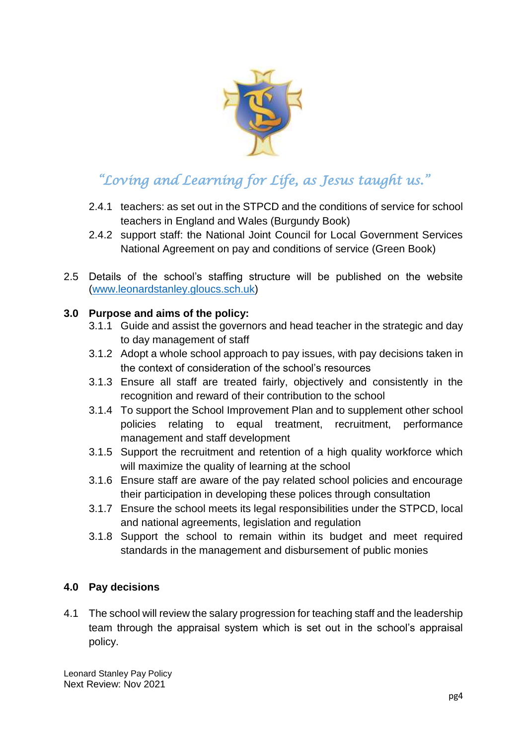*"Loving and Learning for Life, as Jesus taught us."*

2.4.1 teachers: as set out in the STPCD and the conditions of service for school teachers in England and Wales (Burgundy Book)

2.4.2 support staff: the National Joint Council for Local Government Services National Agreement on pay and conditions of service (Green Book)

2.5 Details of the school's staffing structure will be published on the website (www.leonardstanley.gloucs.sch.uk)

## 3.0 Purpose and aims of the policy:

3.1.1 Guide and assist the governors and head teacher in the strategic and day to day management of staff

3.1.2 Adopt a whole school approach to pay issues, with pay decisions taken in the context of consideration of the school's resources

3.1.3 Ensure all staff are treated fairly, objectively and consistently in the recognition and reward of their contribution to the school

3.1.4 To support the School Improvement Plan and to supplement other school policies relating to equal treatment, recruitment, performance management and staff development

3.1.5 Support the recruitment and retention of a high quality workforce which will maximize the quality of learning at the school

3.1.6 Ensure staff are aware of the pay related school policies and encourage their participation in developing these polices through consultation

3.1.7 Ensure the school meets its legal responsibilities under the STPCD, local and national agreements, legislation and regulation

3.1.8 Support the school to remain within its budget and meet required standards in the management and disbursement of public monies

## 4.0 Pay decisions

4.1 The school will review the salary progression for teaching staff and the leadership team through the appraisal system which is set out in the school's appraisal policy.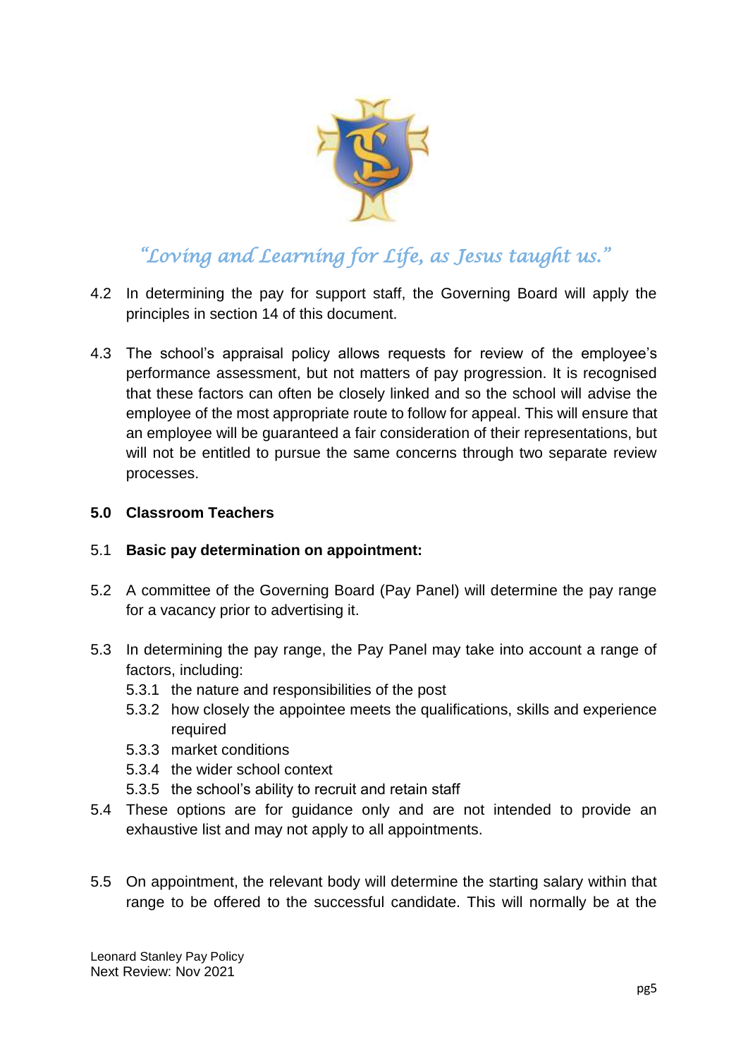*"Loving and Learning for Life, as Jesus taught us."*

4.2 In determining the pay for support staff, the Governing Board will apply the principles in section 14 of this document.

4.3 The school's appraisal policy allows requests for review of the employee's performance assessment, but not matters of pay progression. It is recognised that these factors can often be closely linked and so the school will advise the employee of the most appropriate route to follow for appeal. This will ensure that an employee will be guaranteed a fair consideration of their representations, but will not be entitled to pursue the same concerns through two separate review processes.

## 5.0 Classroom Teachers

5.1 **Basic pay determination on appointment:**

5.2 A committee of the Governing Board (Pay Panel) will determine the pay range for a vacancy prior to advertising it.

5.3 In determining the pay range, the Pay Panel may take into account a range of factors, including:

- 5.3.1 the nature and responsibilities of the post
- 5.3.2 how closely the appointee meets the qualifications, skills and experience required
- 5.3.3 market conditions
- 5.3.4 the wider school context
- 5.3.5 the school's ability to recruit and retain staff

5.4 These options are for guidance only and are not intended to provide an exhaustive list and may not apply to all appointments.

5.5 On appointment, the relevant body will determine the starting salary within that range to be offered to the successful candidate. This will normally be at the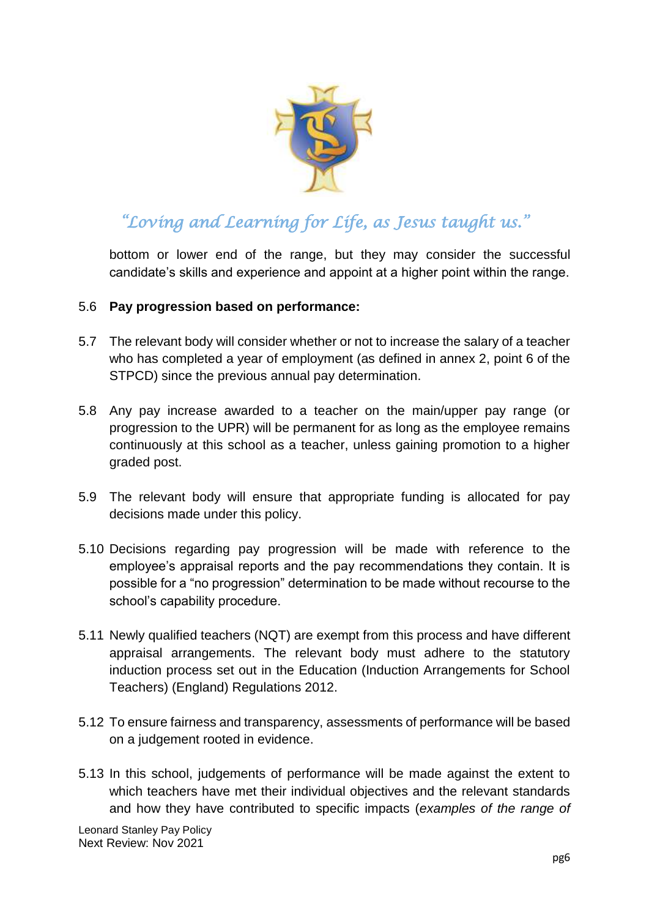bottom or lower end of the range, but they may consider the successful candidate's skills and experience and appoint at a higher point within the range.

5.6 **Pay progression based on performance:**

5.7 The relevant body will consider whether or not to increase the salary of a teacher who has completed a year of employment (as defined in annex 2, point 6 of the STPCD) since the previous annual pay determination.

5.8 Any pay increase awarded to a teacher on the main/upper pay range (or progression to the UPR) will be permanent for as long as the employee remains continuously at this school as a teacher, unless gaining promotion to a higher graded post.

5.9 The relevant body will ensure that appropriate funding is allocated for pay decisions made under this policy.

5.10 Decisions regarding pay progression will be made with reference to the employee's appraisal reports and the pay recommendations they contain. It is possible for a "no progression" determination to be made without recourse to the school's capability procedure.

5.11 Newly qualified teachers (NQT) are exempt from this process and have different appraisal arrangements. The relevant body must adhere to the statutory induction process set out in the Education (Induction Arrangements for School Teachers) (England) Regulations 2012.

5.12 To ensure fairness and transparency, assessments of performance will be based on a judgement rooted in evidence.

5.13 In this school, judgements of performance will be made against the extent to which teachers have met their individual objectives and the relevant standards and how they have contributed to specific impacts (*examples of the range of*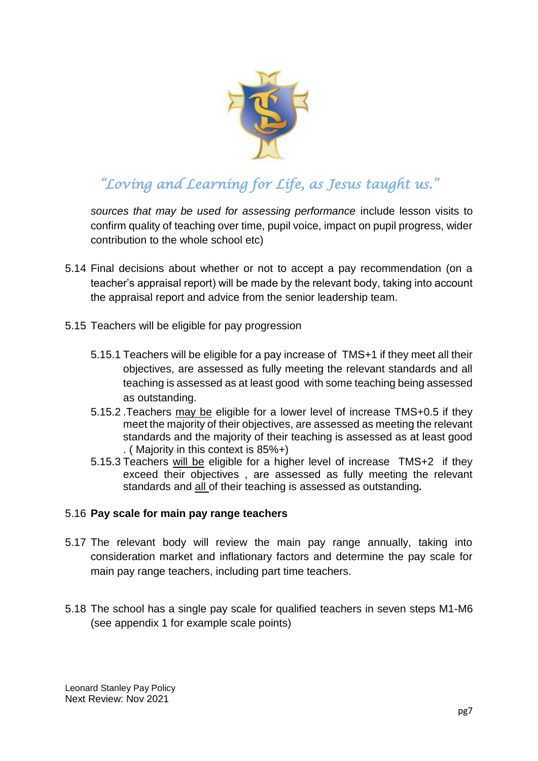*sources that may be used for assessing performance* include lesson visits to confirm quality of teaching over time, pupil voice, impact on pupil progress, wider contribution to the whole school etc)

5.14 Final decisions about whether or not to accept a pay recommendation (on a teacher's appraisal report) will be made by the relevant body, taking into account the appraisal report and advice from the senior leadership team.

5.15 Teachers will be eligible for pay progression

5.15.1 Teachers will be eligible for a pay increase of TMS+1 if they meet all their objectives, are assessed as fully meeting the relevant standards and all teaching is assessed as at least good with some teaching being assessed as outstanding.

5.15.2 .Teachers <u>may be</u> eligible for a lower level of increase TMS+0.5 if they meet the majority of their objectives, are assessed as meeting the relevant standards and the majority of their teaching is assessed as at least good . ( Majority in this context is 85%+)

5.15.3 Teachers <u>will be</u> eligible for a higher level of increase TMS+2 if they exceed their objectives , are assessed as fully meeting the relevant standards and <u>all</u> of their teaching is assessed as outstanding*.*

5.16 **Pay scale for main pay range teachers**

5.17 The relevant body will review the main pay range annually, taking into consideration market and inflationary factors and determine the pay scale for main pay range teachers, including part time teachers.

5.18 The school has a single pay scale for qualified teachers in seven steps M1-M6 (see appendix 1 for example scale points)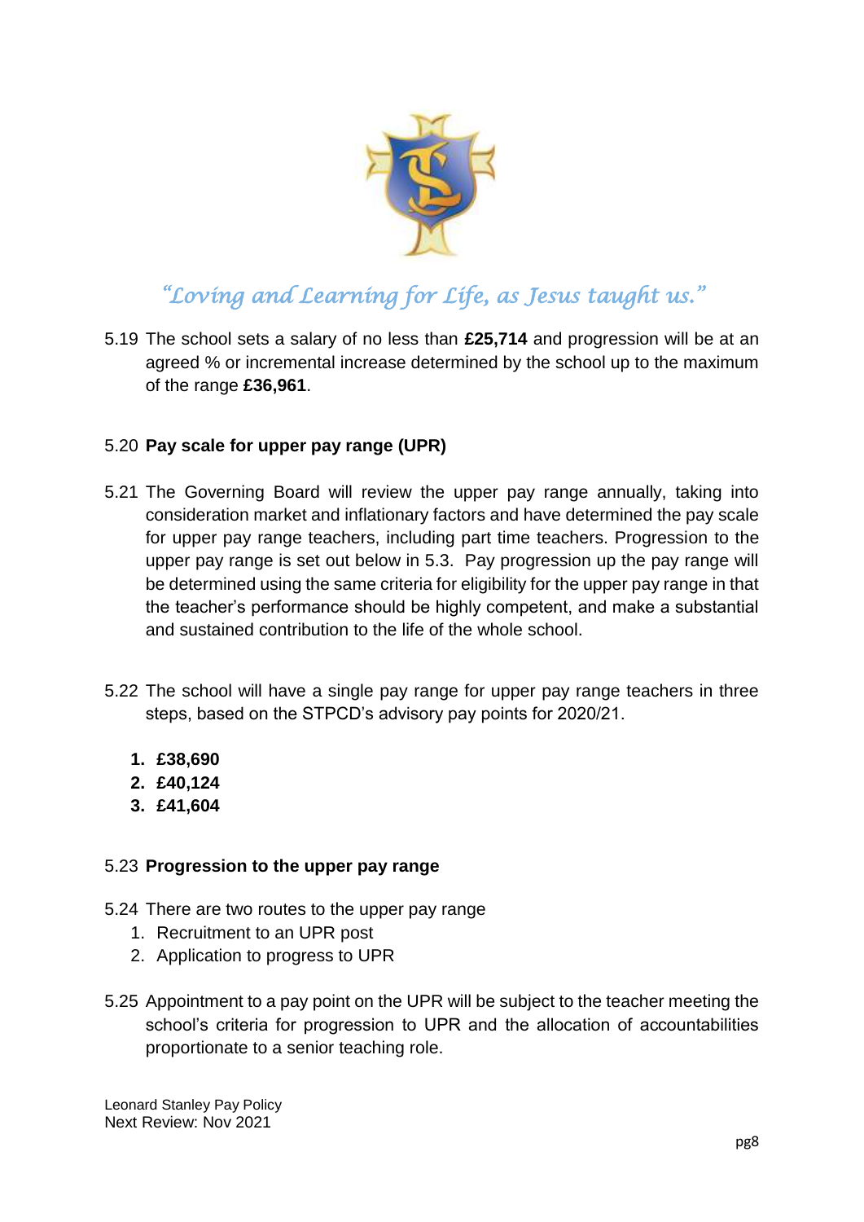*"Loving and Learning for Life, as Jesus taught us."*

5.19 The school sets a salary of no less than **£25,714** and progression will be at an agreed % or incremental increase determined by the school up to the maximum of the range **£36,961**.

5.20 **Pay scale for upper pay range (UPR)**

5.21 The Governing Board will review the upper pay range annually, taking into consideration market and inflationary factors and have determined the pay scale for upper pay range teachers, including part time teachers. Progression to the upper pay range is set out below in 5.3. Pay progression up the pay range will be determined using the same criteria for eligibility for the upper pay range in that the teacher's performance should be highly competent, and make a substantial and sustained contribution to the life of the whole school.

5.22 The school will have a single pay range for upper pay range teachers in three steps, based on the STPCD's advisory pay points for 2020/21.

1. **£38,690**
2. **£40,124**
3. **£41,604**

5.23 **Progression to the upper pay range**

5.24 There are two routes to the upper pay range

1. Recruitment to an UPR post
2. Application to progress to UPR

5.25 Appointment to a pay point on the UPR will be subject to the teacher meeting the school's criteria for progression to UPR and the allocation of accountabilities proportionate to a senior teaching role.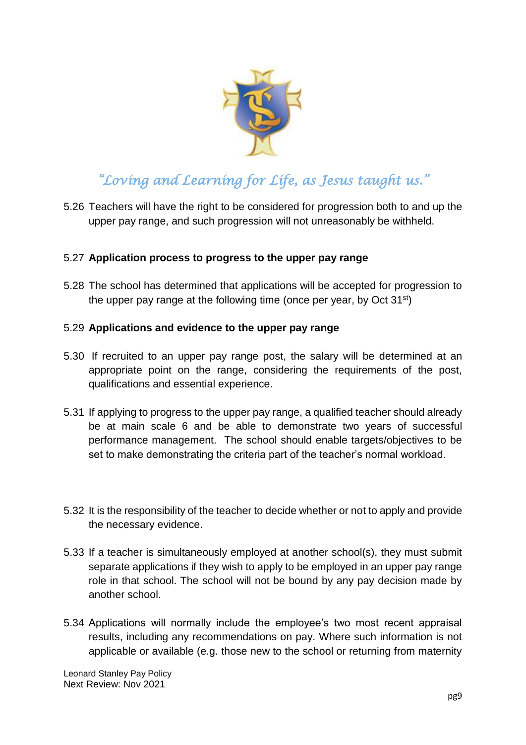*"Loving and Learning for Life, as Jesus taught us."*

5.26 Teachers will have the right to be considered for progression both to and up the upper pay range, and such progression will not unreasonably be withheld.

5.27 **Application process to progress to the upper pay range**

5.28 The school has determined that applications will be accepted for progression to the upper pay range at the following time (once per year, by Oct 31st)

5.29 **Applications and evidence to the upper pay range**

5.30 If recruited to an upper pay range post, the salary will be determined at an appropriate point on the range, considering the requirements of the post, qualifications and essential experience.

5.31 If applying to progress to the upper pay range, a qualified teacher should already be at main scale 6 and be able to demonstrate two years of successful performance management. The school should enable targets/objectives to be set to make demonstrating the criteria part of the teacher's normal workload.

5.32 It is the responsibility of the teacher to decide whether or not to apply and provide the necessary evidence.

5.33 If a teacher is simultaneously employed at another school(s), they must submit separate applications if they wish to apply to be employed in an upper pay range role in that school. The school will not be bound by any pay decision made by another school.

5.34 Applications will normally include the employee's two most recent appraisal results, including any recommendations on pay. Where such information is not applicable or available (e.g. those new to the school or returning from maternity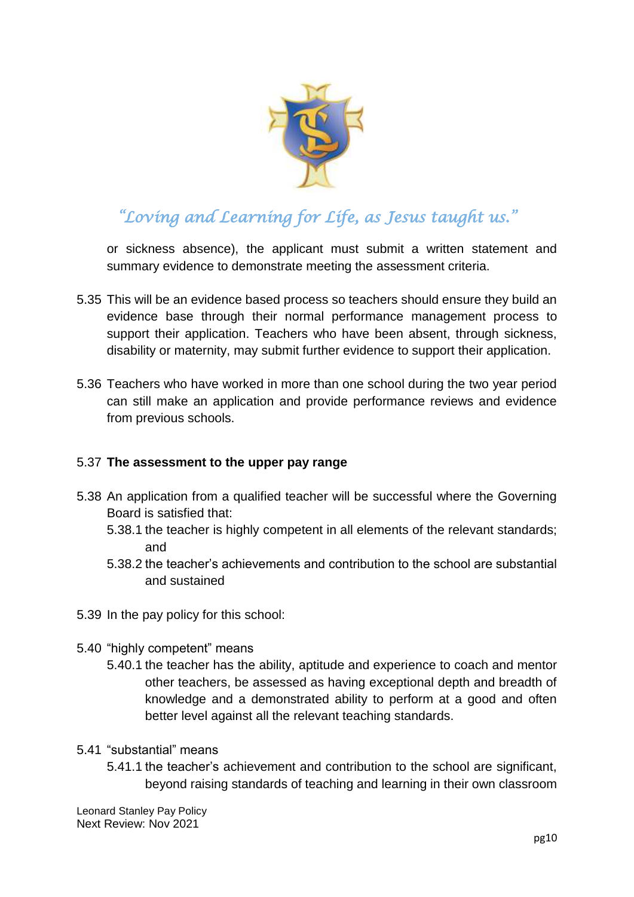or sickness absence), the applicant must submit a written statement and summary evidence to demonstrate meeting the assessment criteria.

5.35 This will be an evidence based process so teachers should ensure they build an evidence base through their normal performance management process to support their application. Teachers who have been absent, through sickness, disability or maternity, may submit further evidence to support their application.

5.36 Teachers who have worked in more than one school during the two year period can still make an application and provide performance reviews and evidence from previous schools.

5.37 **The assessment to the upper pay range**

5.38 An application from a qualified teacher will be successful where the Governing Board is satisfied that:

- 5.38.1 the teacher is highly competent in all elements of the relevant standards; and
- 5.38.2 the teacher's achievements and contribution to the school are substantial and sustained

5.39 In the pay policy for this school:

5.40 "highly competent" means

- 5.40.1 the teacher has the ability, aptitude and experience to coach and mentor other teachers, be assessed as having exceptional depth and breadth of knowledge and a demonstrated ability to perform at a good and often better level against all the relevant teaching standards.

5.41 "substantial" means

- 5.41.1 the teacher's achievement and contribution to the school are significant, beyond raising standards of teaching and learning in their own classroom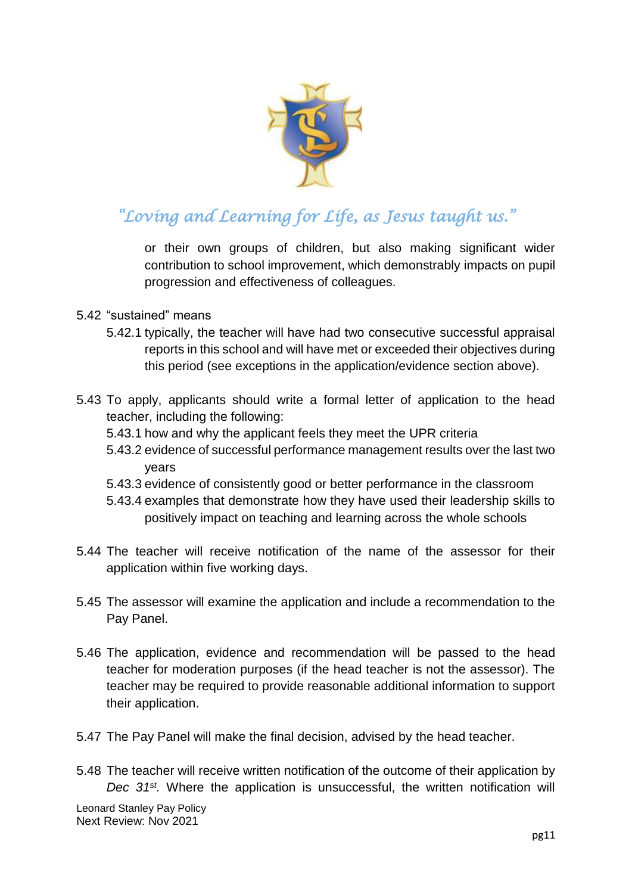or their own groups of children, but also making significant wider contribution to school improvement, which demonstrably impacts on pupil progression and effectiveness of colleagues.

5.42 "sustained" means

- 5.42.1 typically, the teacher will have had two consecutive successful appraisal reports in this school and will have met or exceeded their objectives during this period (see exceptions in the application/evidence section above).

5.43 To apply, applicants should write a formal letter of application to the head teacher, including the following:

- 5.43.1 how and why the applicant feels they meet the UPR criteria
- 5.43.2 evidence of successful performance management results over the last two years
- 5.43.3 evidence of consistently good or better performance in the classroom
- 5.43.4 examples that demonstrate how they have used their leadership skills to positively impact on teaching and learning across the whole schools

5.44 The teacher will receive notification of the name of the assessor for their application within five working days.

5.45 The assessor will examine the application and include a recommendation to the Pay Panel.

5.46 The application, evidence and recommendation will be passed to the head teacher for moderation purposes (if the head teacher is not the assessor). The teacher may be required to provide reasonable additional information to support their application.

5.47 The Pay Panel will make the final decision, advised by the head teacher.

5.48 The teacher will receive written notification of the outcome of their application by *Dec 31st*. Where the application is unsuccessful, the written notification will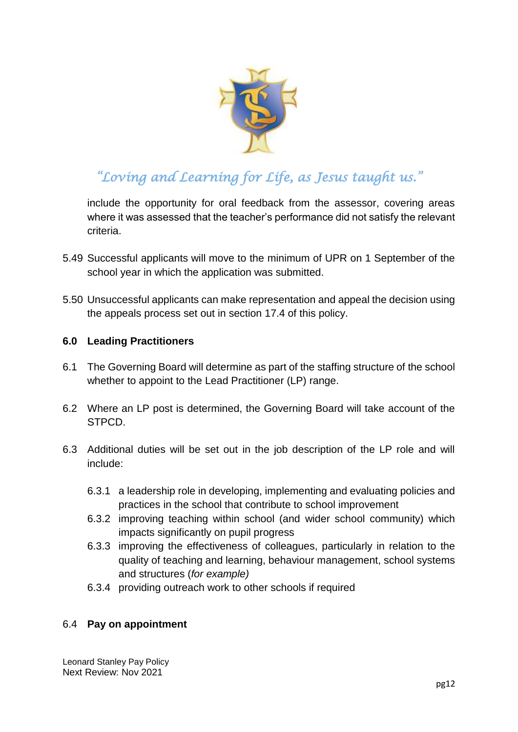include the opportunity for oral feedback from the assessor, covering areas where it was assessed that the teacher's performance did not satisfy the relevant criteria.

5.49 Successful applicants will move to the minimum of UPR on 1 September of the school year in which the application was submitted.

5.50 Unsuccessful applicants can make representation and appeal the decision using the appeals process set out in section 17.4 of this policy.

## 6.0 Leading Practitioners

6.1 The Governing Board will determine as part of the staffing structure of the school whether to appoint to the Lead Practitioner (LP) range.

6.2 Where an LP post is determined, the Governing Board will take account of the STPCD.

6.3 Additional duties will be set out in the job description of the LP role and will include:

- 6.3.1 a leadership role in developing, implementing and evaluating policies and practices in the school that contribute to school improvement
- 6.3.2 improving teaching within school (and wider school community) which impacts significantly on pupil progress
- 6.3.3 improving the effectiveness of colleagues, particularly in relation to the quality of teaching and learning, behaviour management, school systems and structures (*for example)*
- 6.3.4 providing outreach work to other schools if required

### 6.4 Pay on appointment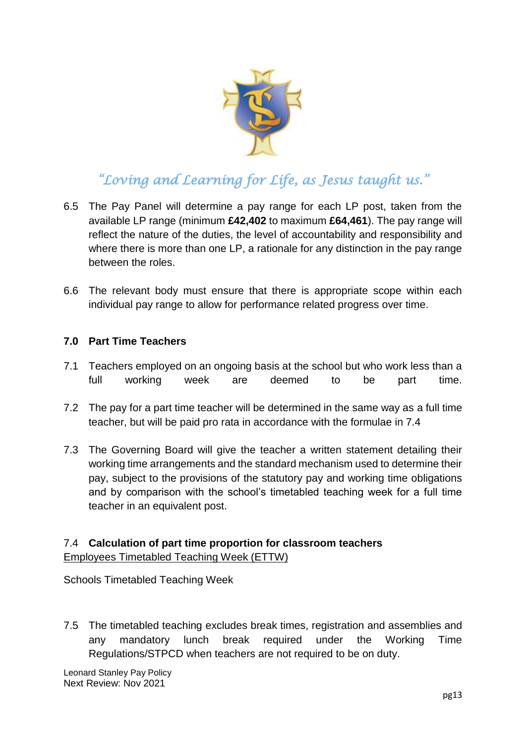*"Loving and Learning for Life, as Jesus taught us."*

6.5 The Pay Panel will determine a pay range for each LP post, taken from the available LP range (minimum **£42,402** to maximum **£64,461**). The pay range will reflect the nature of the duties, the level of accountability and responsibility and where there is more than one LP, a rationale for any distinction in the pay range between the roles.

6.6 The relevant body must ensure that there is appropriate scope within each individual pay range to allow for performance related progress over time.

### 7.0 Part Time Teachers

7.1 Teachers employed on an ongoing basis at the school but who work less than a full working week are deemed to be part time.

7.2 The pay for a part time teacher will be determined in the same way as a full time teacher, but will be paid pro rata in accordance with the formulae in 7.4

7.3 The Governing Board will give the teacher a written statement detailing their working time arrangements and the standard mechanism used to determine their pay, subject to the provisions of the statutory pay and working time obligations and by comparison with the school's timetabled teaching week for a full time teacher in an equivalent post.

7.4 **Calculation of part time proportion for classroom teachers**

Employees Timetabled Teaching Week (ETTW)

Schools Timetabled Teaching Week

7.5 The timetabled teaching excludes break times, registration and assemblies and any mandatory lunch break required under the Working Time Regulations/STPCD when teachers are not required to be on duty.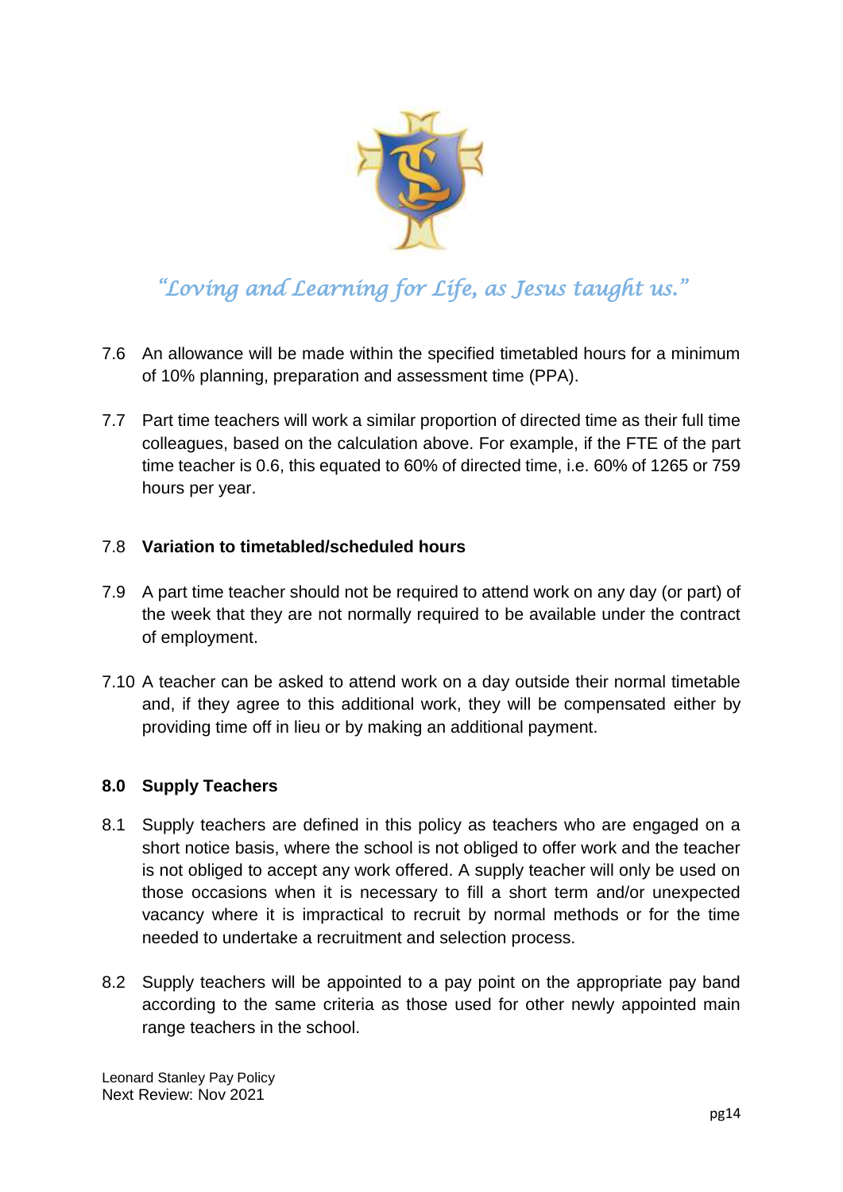7.6 An allowance will be made within the specified timetabled hours for a minimum of 10% planning, preparation and assessment time (PPA).

7.7 Part time teachers will work a similar proportion of directed time as their full time colleagues, based on the calculation above. For example, if the FTE of the part time teacher is 0.6, this equated to 60% of directed time, i.e. 60% of 1265 or 759 hours per year.

7.8 **Variation to timetabled/scheduled hours**

7.9 A part time teacher should not be required to attend work on any day (or part) of the week that they are not normally required to be available under the contract of employment.

7.10 A teacher can be asked to attend work on a day outside their normal timetable and, if they agree to this additional work, they will be compensated either by providing time off in lieu or by making an additional payment.

## 8.0 Supply Teachers

8.1 Supply teachers are defined in this policy as teachers who are engaged on a short notice basis, where the school is not obliged to offer work and the teacher is not obliged to accept any work offered. A supply teacher will only be used on those occasions when it is necessary to fill a short term and/or unexpected vacancy where it is impractical to recruit by normal methods or for the time needed to undertake a recruitment and selection process.

8.2 Supply teachers will be appointed to a pay point on the appropriate pay band according to the same criteria as those used for other newly appointed main range teachers in the school.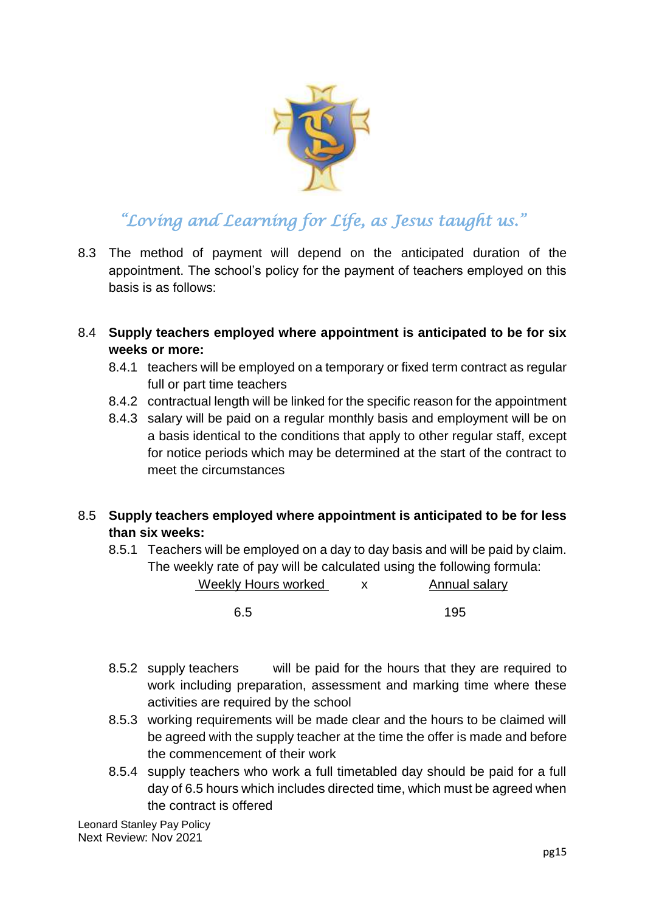*"Loving and Learning for Life, as Jesus taught us."*

8.3 The method of payment will depend on the anticipated duration of the appointment. The school's policy for the payment of teachers employed on this basis is as follows:

8.4 **Supply teachers employed where appointment is anticipated to be for six weeks or more:**

- 8.4.1 teachers will be employed on a temporary or fixed term contract as regular full or part time teachers
- 8.4.2 contractual length will be linked for the specific reason for the appointment
- 8.4.3 salary will be paid on a regular monthly basis and employment will be on a basis identical to the conditions that apply to other regular staff, except for notice periods which may be determined at the start of the contract to meet the circumstances

8.5 **Supply teachers employed where appointment is anticipated to be for less than six weeks:**

- 8.5.1 Teachers will be employed on a day to day basis and will be paid by claim. The weekly rate of pay will be calculated using the following formula:

$$\frac{\text{Weekly Hours worked}}{6.5} \times \frac{\text{Annual salary}}{195}$$

- 8.5.2 supply teachers will be paid for the hours that they are required to work including preparation, assessment and marking time where these activities are required by the school
- 8.5.3 working requirements will be made clear and the hours to be claimed will be agreed with the supply teacher at the time the offer is made and before the commencement of their work
- 8.5.4 supply teachers who work a full timetabled day should be paid for a full day of 6.5 hours which includes directed time, which must be agreed when the contract is offered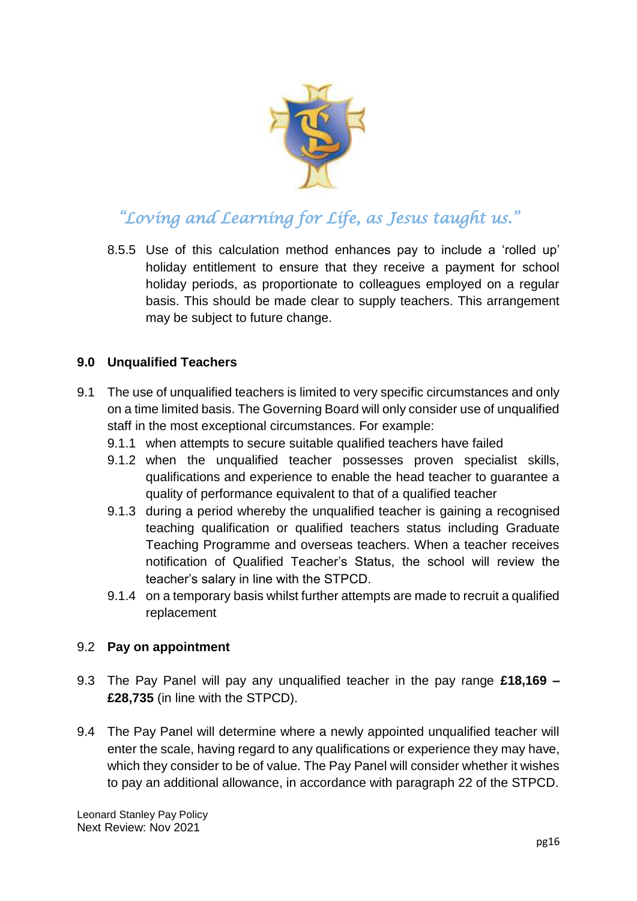*"Loving and Learning for Life, as Jesus taught us."*

8.5.5 Use of this calculation method enhances pay to include a 'rolled up' holiday entitlement to ensure that they receive a payment for school holiday periods, as proportionate to colleagues employed on a regular basis. This should be made clear to supply teachers. This arrangement may be subject to future change.

## 9.0 Unqualified Teachers

9.1 The use of unqualified teachers is limited to very specific circumstances and only on a time limited basis. The Governing Board will only consider use of unqualified staff in the most exceptional circumstances. For example:

- 9.1.1 when attempts to secure suitable qualified teachers have failed
- 9.1.2 when the unqualified teacher possesses proven specialist skills, qualifications and experience to enable the head teacher to guarantee a quality of performance equivalent to that of a qualified teacher
- 9.1.3 during a period whereby the unqualified teacher is gaining a recognised teaching qualification or qualified teachers status including Graduate Teaching Programme and overseas teachers. When a teacher receives notification of Qualified Teacher's Status, the school will review the teacher's salary in line with the STPCD.
- 9.1.4 on a temporary basis whilst further attempts are made to recruit a qualified replacement

9.2 **Pay on appointment**

9.3 The Pay Panel will pay any unqualified teacher in the pay range **£18,169 – £28,735** (in line with the STPCD).

9.4 The Pay Panel will determine where a newly appointed unqualified teacher will enter the scale, having regard to any qualifications or experience they may have, which they consider to be of value. The Pay Panel will consider whether it wishes to pay an additional allowance, in accordance with paragraph 22 of the STPCD.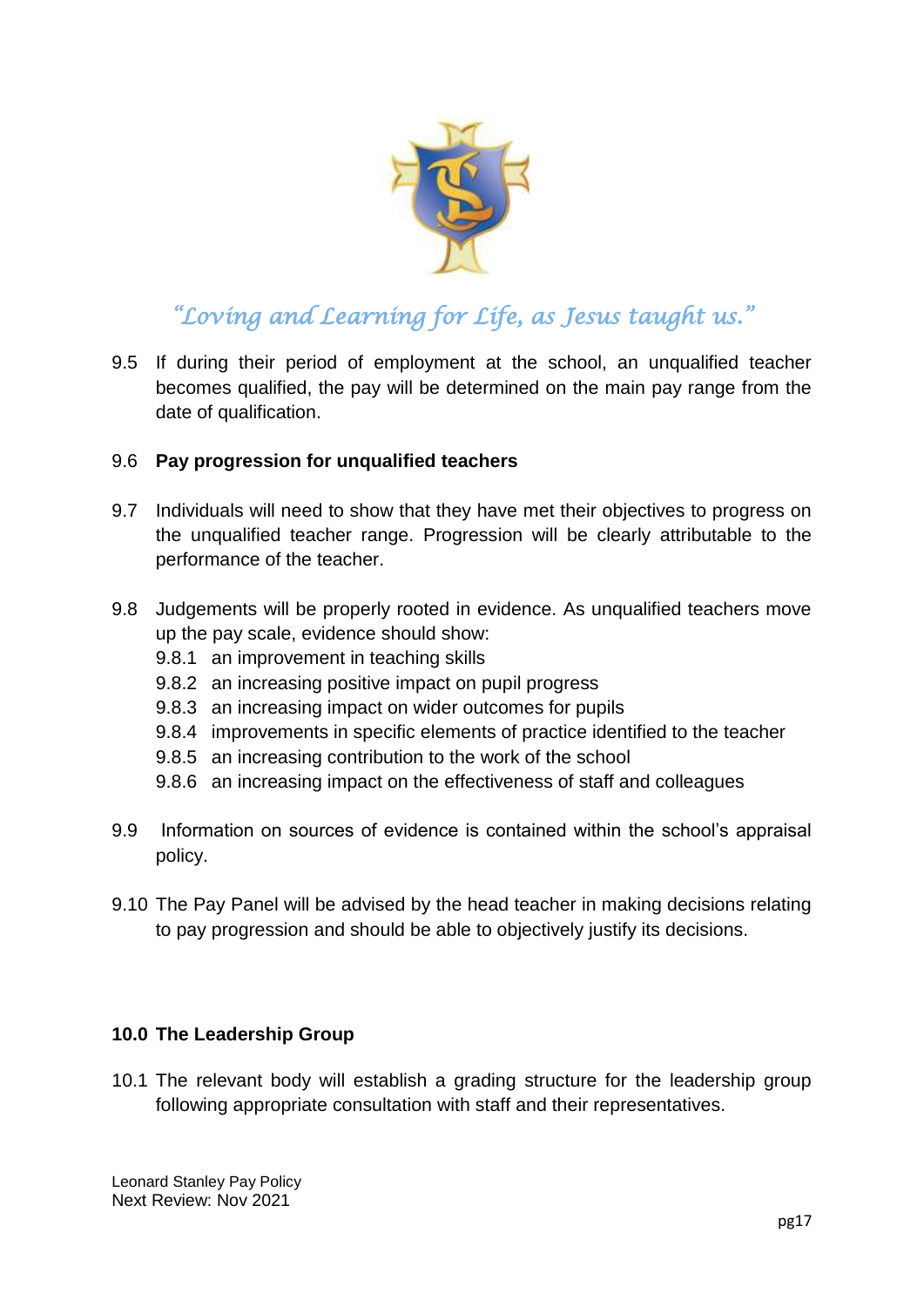*"Loving and Learning for Life, as Jesus taught us."*

9.5 If during their period of employment at the school, an unqualified teacher becomes qualified, the pay will be determined on the main pay range from the date of qualification.

9.6 **Pay progression for unqualified teachers**

9.7 Individuals will need to show that they have met their objectives to progress on the unqualified teacher range. Progression will be clearly attributable to the performance of the teacher.

9.8 Judgements will be properly rooted in evidence. As unqualified teachers move up the pay scale, evidence should show:

- 9.8.1 an improvement in teaching skills
- 9.8.2 an increasing positive impact on pupil progress
- 9.8.3 an increasing impact on wider outcomes for pupils
- 9.8.4 improvements in specific elements of practice identified to the teacher
- 9.8.5 an increasing contribution to the work of the school
- 9.8.6 an increasing impact on the effectiveness of staff and colleagues

9.9 Information on sources of evidence is contained within the school's appraisal policy.

9.10 The Pay Panel will be advised by the head teacher in making decisions relating to pay progression and should be able to objectively justify its decisions.

## 10.0 The Leadership Group

10.1 The relevant body will establish a grading structure for the leadership group following appropriate consultation with staff and their representatives.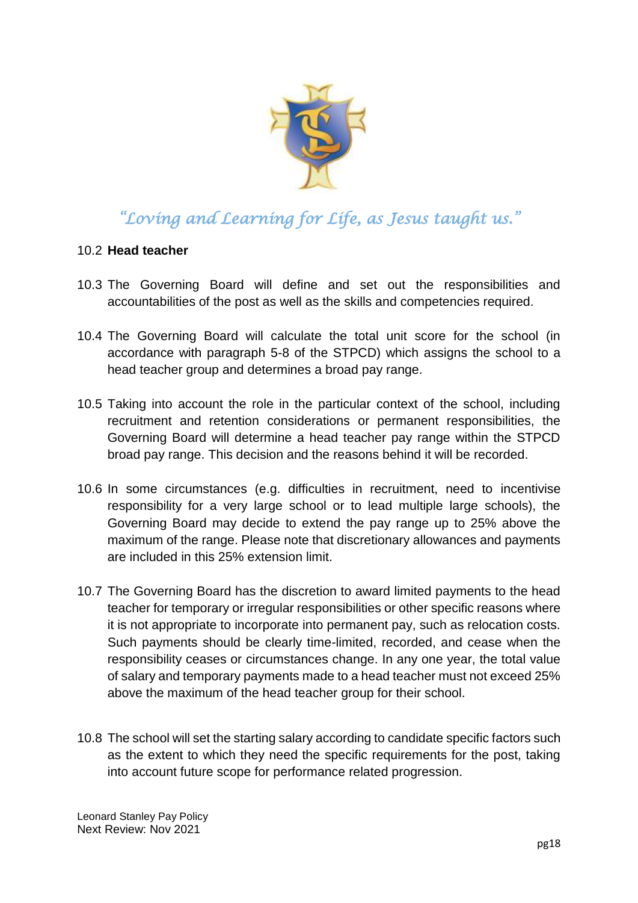*"Loving and Learning for Life, as Jesus taught us."*

10.2 **Head teacher**

10.3 The Governing Board will define and set out the responsibilities and accountabilities of the post as well as the skills and competencies required.

10.4 The Governing Board will calculate the total unit score for the school (in accordance with paragraph 5-8 of the STPCD) which assigns the school to a head teacher group and determines a broad pay range.

10.5 Taking into account the role in the particular context of the school, including recruitment and retention considerations or permanent responsibilities, the Governing Board will determine a head teacher pay range within the STPCD broad pay range. This decision and the reasons behind it will be recorded.

10.6 In some circumstances (e.g. difficulties in recruitment, need to incentivise responsibility for a very large school or to lead multiple large schools), the Governing Board may decide to extend the pay range up to 25% above the maximum of the range. Please note that discretionary allowances and payments are included in this 25% extension limit.

10.7 The Governing Board has the discretion to award limited payments to the head teacher for temporary or irregular responsibilities or other specific reasons where it is not appropriate to incorporate into permanent pay, such as relocation costs. Such payments should be clearly time-limited, recorded, and cease when the responsibility ceases or circumstances change. In any one year, the total value of salary and temporary payments made to a head teacher must not exceed 25% above the maximum of the head teacher group for their school.

10.8 The school will set the starting salary according to candidate specific factors such as the extent to which they need the specific requirements for the post, taking into account future scope for performance related progression.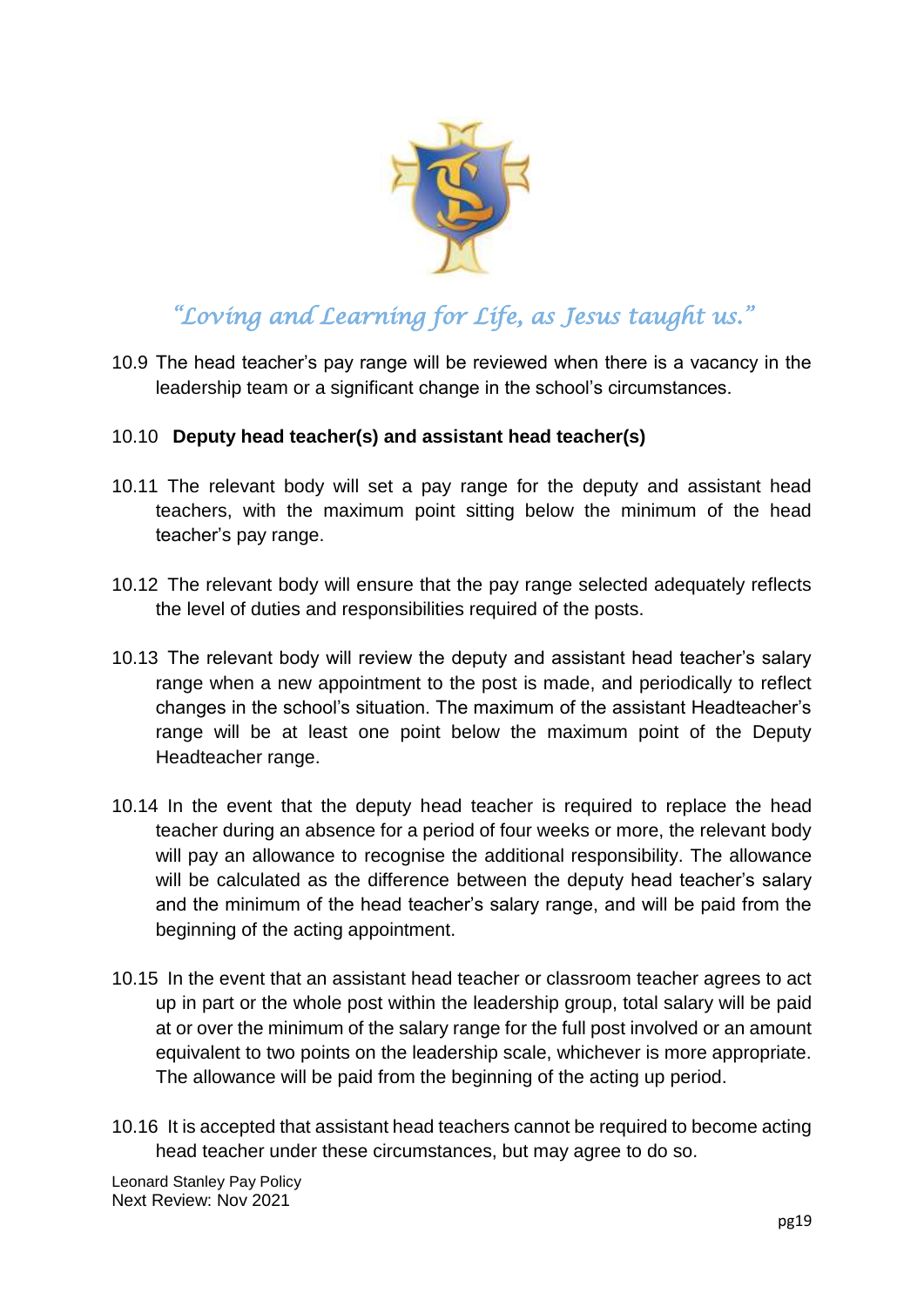10.9 The head teacher's pay range will be reviewed when there is a vacancy in the leadership team or a significant change in the school's circumstances.

10.10 **Deputy head teacher(s) and assistant head teacher(s)**

10.11 The relevant body will set a pay range for the deputy and assistant head teachers, with the maximum point sitting below the minimum of the head teacher's pay range.

10.12 The relevant body will ensure that the pay range selected adequately reflects the level of duties and responsibilities required of the posts.

10.13 The relevant body will review the deputy and assistant head teacher's salary range when a new appointment to the post is made, and periodically to reflect changes in the school's situation. The maximum of the assistant Headteacher's range will be at least one point below the maximum point of the Deputy Headteacher range.

10.14 In the event that the deputy head teacher is required to replace the head teacher during an absence for a period of four weeks or more, the relevant body will pay an allowance to recognise the additional responsibility. The allowance will be calculated as the difference between the deputy head teacher's salary and the minimum of the head teacher's salary range, and will be paid from the beginning of the acting appointment.

10.15 In the event that an assistant head teacher or classroom teacher agrees to act up in part or the whole post within the leadership group, total salary will be paid at or over the minimum of the salary range for the full post involved or an amount equivalent to two points on the leadership scale, whichever is more appropriate. The allowance will be paid from the beginning of the acting up period.

10.16 It is accepted that assistant head teachers cannot be required to become acting head teacher under these circumstances, but may agree to do so.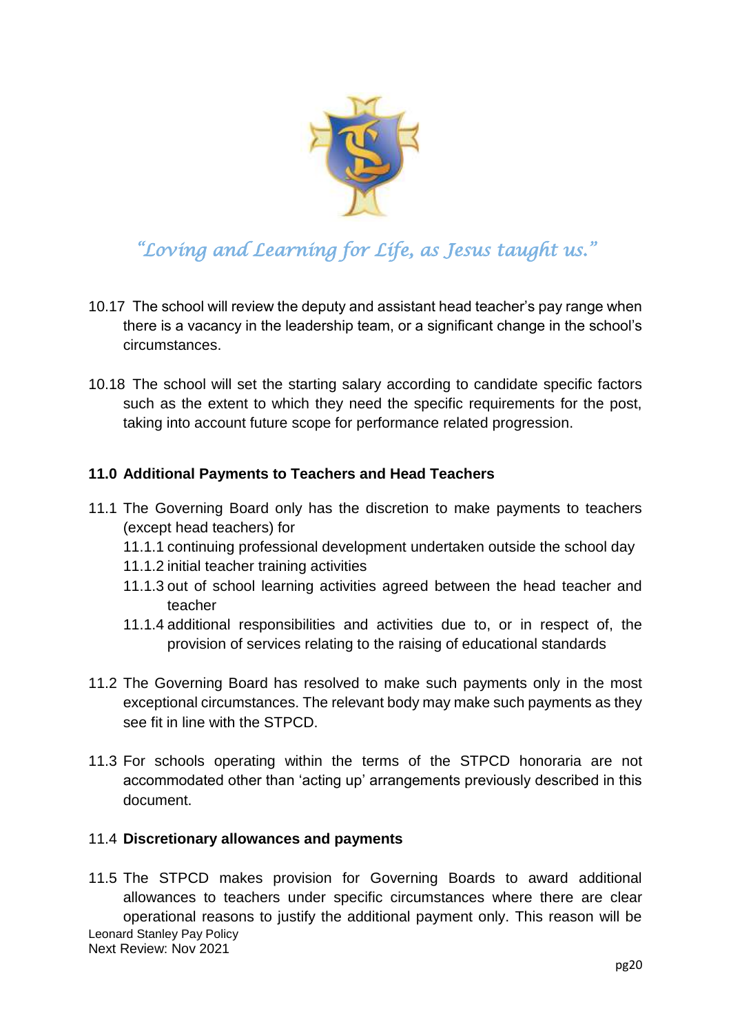*"Loving and Learning for Life, as Jesus taught us."*

10.17 The school will review the deputy and assistant head teacher's pay range when there is a vacancy in the leadership team, or a significant change in the school's circumstances.

10.18 The school will set the starting salary according to candidate specific factors such as the extent to which they need the specific requirements for the post, taking into account future scope for performance related progression.

### 11.0 Additional Payments to Teachers and Head Teachers

11.1 The Governing Board only has the discretion to make payments to teachers (except head teachers) for

- 11.1.1 continuing professional development undertaken outside the school day
- 11.1.2 initial teacher training activities
- 11.1.3 out of school learning activities agreed between the head teacher and teacher
- 11.1.4 additional responsibilities and activities due to, or in respect of, the provision of services relating to the raising of educational standards

11.2 The Governing Board has resolved to make such payments only in the most exceptional circumstances. The relevant body may make such payments as they see fit in line with the STPCD.

11.3 For schools operating within the terms of the STPCD honoraria are not accommodated other than 'acting up' arrangements previously described in this document.

11.4 **Discretionary allowances and payments**

11.5 The STPCD makes provision for Governing Boards to award additional allowances to teachers under specific circumstances where there are clear operational reasons to justify the additional payment only. This reason will be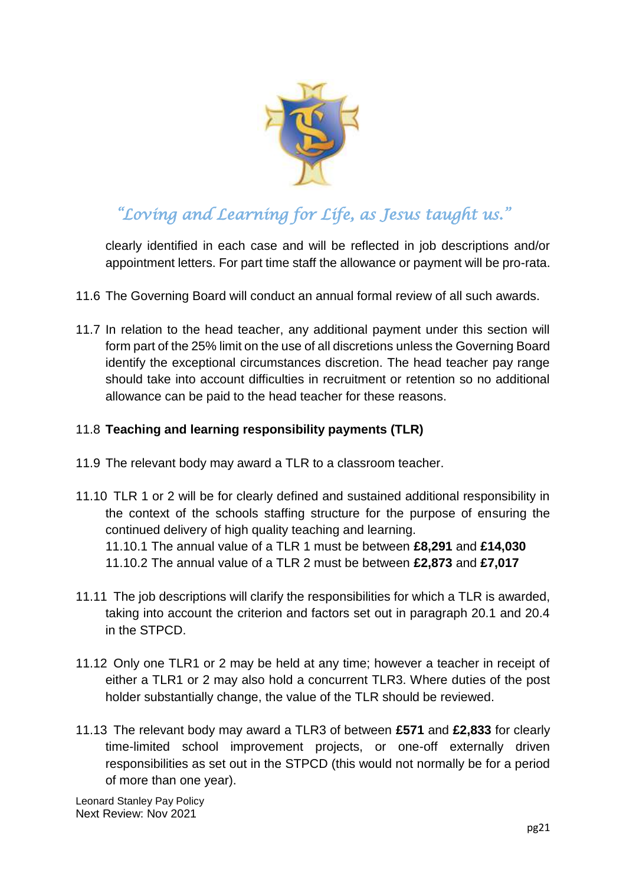clearly identified in each case and will be reflected in job descriptions and/or appointment letters. For part time staff the allowance or payment will be pro-rata.

11.6 The Governing Board will conduct an annual formal review of all such awards.

11.7 In relation to the head teacher, any additional payment under this section will form part of the 25% limit on the use of all discretions unless the Governing Board identify the exceptional circumstances discretion. The head teacher pay range should take into account difficulties in recruitment or retention so no additional allowance can be paid to the head teacher for these reasons.

11.8 **Teaching and learning responsibility payments (TLR)**

11.9 The relevant body may award a TLR to a classroom teacher.

11.10 TLR 1 or 2 will be for clearly defined and sustained additional responsibility in the context of the schools staffing structure for the purpose of ensuring the continued delivery of high quality teaching and learning.

11.10.1 The annual value of a TLR 1 must be between **£8,291** and **£14,030**

11.10.2 The annual value of a TLR 2 must be between **£2,873** and **£7,017**

11.11 The job descriptions will clarify the responsibilities for which a TLR is awarded, taking into account the criterion and factors set out in paragraph 20.1 and 20.4 in the STPCD.

11.12 Only one TLR1 or 2 may be held at any time; however a teacher in receipt of either a TLR1 or 2 may also hold a concurrent TLR3. Where duties of the post holder substantially change, the value of the TLR should be reviewed.

11.13 The relevant body may award a TLR3 of between **£571** and **£2,833** for clearly time-limited school improvement projects, or one-off externally driven responsibilities as set out in the STPCD (this would not normally be for a period of more than one year).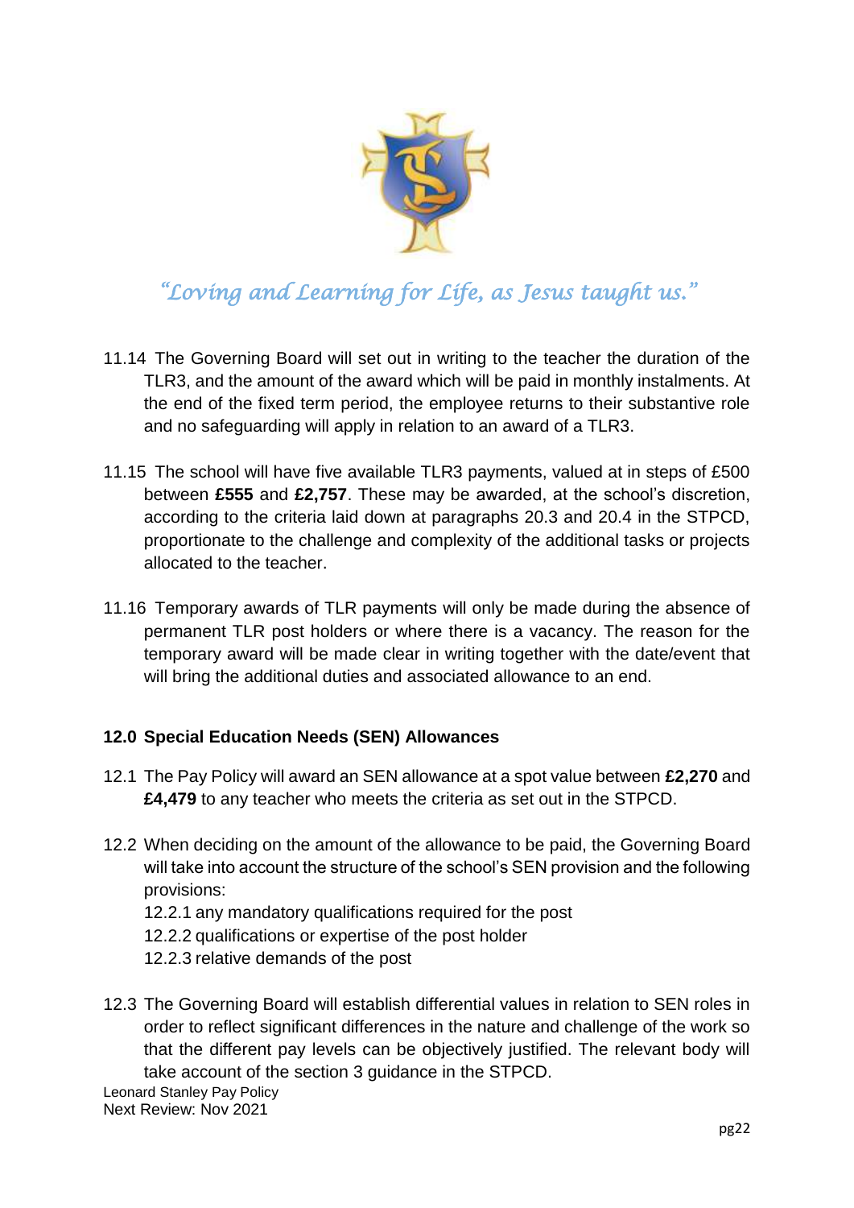*"Loving and Learning for Life, as Jesus taught us."*

11.14 The Governing Board will set out in writing to the teacher the duration of the TLR3, and the amount of the award which will be paid in monthly instalments. At the end of the fixed term period, the employee returns to their substantive role and no safeguarding will apply in relation to an award of a TLR3.

11.15 The school will have five available TLR3 payments, valued at in steps of £500 between **£555** and **£2,757**. These may be awarded, at the school's discretion, according to the criteria laid down at paragraphs 20.3 and 20.4 in the STPCD, proportionate to the challenge and complexity of the additional tasks or projects allocated to the teacher.

11.16 Temporary awards of TLR payments will only be made during the absence of permanent TLR post holders or where there is a vacancy. The reason for the temporary award will be made clear in writing together with the date/event that will bring the additional duties and associated allowance to an end.

## 12.0 Special Education Needs (SEN) Allowances

12.1 The Pay Policy will award an SEN allowance at a spot value between **£2,270** and **£4,479** to any teacher who meets the criteria as set out in the STPCD.

12.2 When deciding on the amount of the allowance to be paid, the Governing Board will take into account the structure of the school's SEN provision and the following provisions:

12.2.1 any mandatory qualifications required for the post

12.2.2 qualifications or expertise of the post holder

12.2.3 relative demands of the post

12.3 The Governing Board will establish differential values in relation to SEN roles in order to reflect significant differences in the nature and challenge of the work so that the different pay levels can be objectively justified. The relevant body will take account of the section 3 guidance in the STPCD.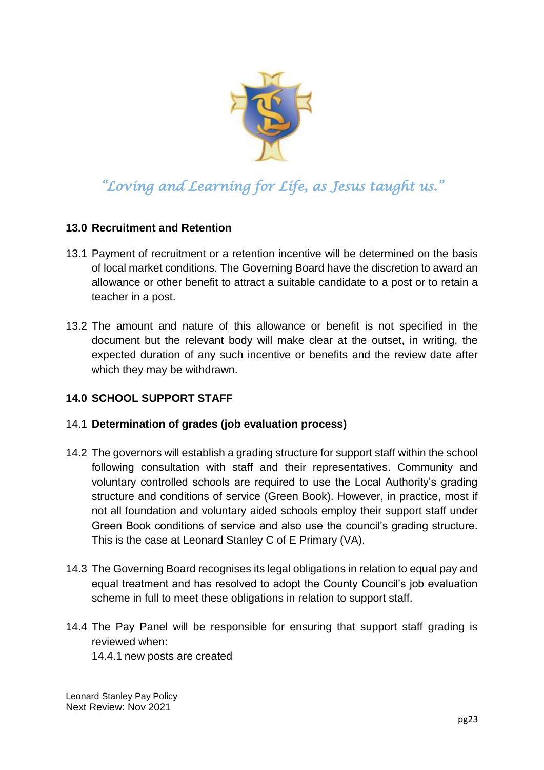*"Loving and Learning for Life, as Jesus taught us."*

## 13.0 Recruitment and Retention

13.1 Payment of recruitment or a retention incentive will be determined on the basis of local market conditions. The Governing Board have the discretion to award an allowance or other benefit to attract a suitable candidate to a post or to retain a teacher in a post.

13.2 The amount and nature of this allowance or benefit is not specified in the document but the relevant body will make clear at the outset, in writing, the expected duration of any such incentive or benefits and the review date after which they may be withdrawn.

## 14.0 SCHOOL SUPPORT STAFF

### 14.1 Determination of grades (job evaluation process)

14.2 The governors will establish a grading structure for support staff within the school following consultation with staff and their representatives. Community and voluntary controlled schools are required to use the Local Authority's grading structure and conditions of service (Green Book). However, in practice, most if not all foundation and voluntary aided schools employ their support staff under Green Book conditions of service and also use the council's grading structure. This is the case at Leonard Stanley C of E Primary (VA).

14.3 The Governing Board recognises its legal obligations in relation to equal pay and equal treatment and has resolved to adopt the County Council's job evaluation scheme in full to meet these obligations in relation to support staff.

14.4 The Pay Panel will be responsible for ensuring that support staff grading is reviewed when:

14.4.1 new posts are created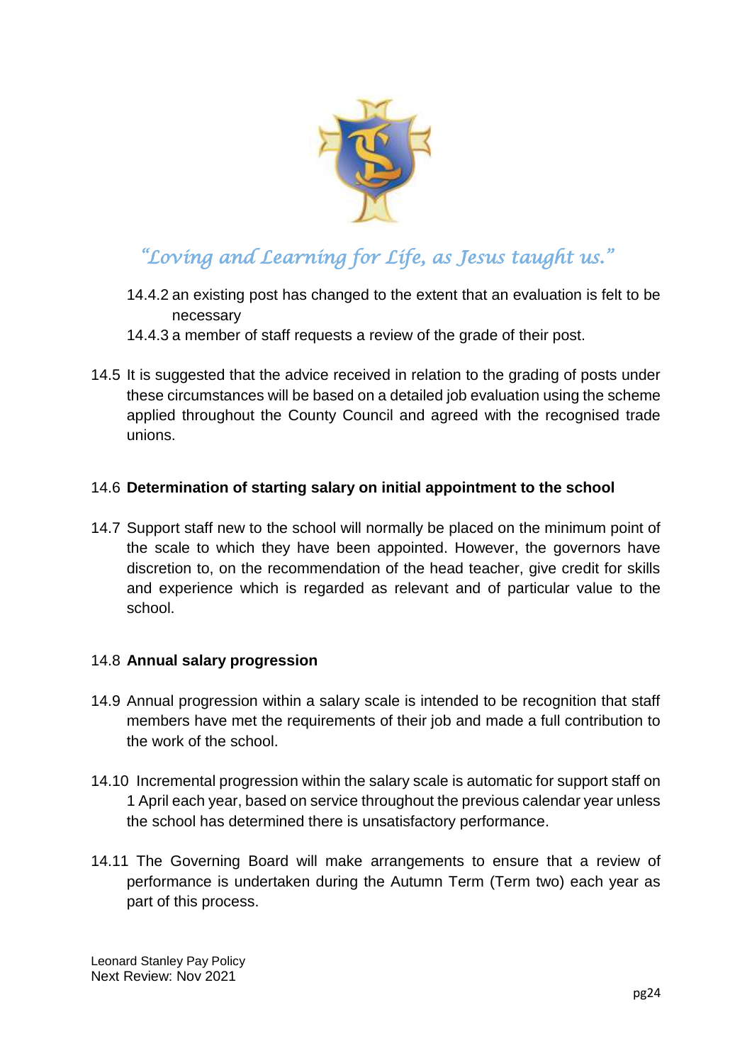14.4.2 an existing post has changed to the extent that an evaluation is felt to be necessary

14.4.3 a member of staff requests a review of the grade of their post.

14.5 It is suggested that the advice received in relation to the grading of posts under these circumstances will be based on a detailed job evaluation using the scheme applied throughout the County Council and agreed with the recognised trade unions.

14.6 **Determination of starting salary on initial appointment to the school**

14.7 Support staff new to the school will normally be placed on the minimum point of the scale to which they have been appointed. However, the governors have discretion to, on the recommendation of the head teacher, give credit for skills and experience which is regarded as relevant and of particular value to the school.

14.8 **Annual salary progression**

14.9 Annual progression within a salary scale is intended to be recognition that staff members have met the requirements of their job and made a full contribution to the work of the school.

14.10 Incremental progression within the salary scale is automatic for support staff on 1 April each year, based on service throughout the previous calendar year unless the school has determined there is unsatisfactory performance.

14.11 The Governing Board will make arrangements to ensure that a review of performance is undertaken during the Autumn Term (Term two) each year as part of this process.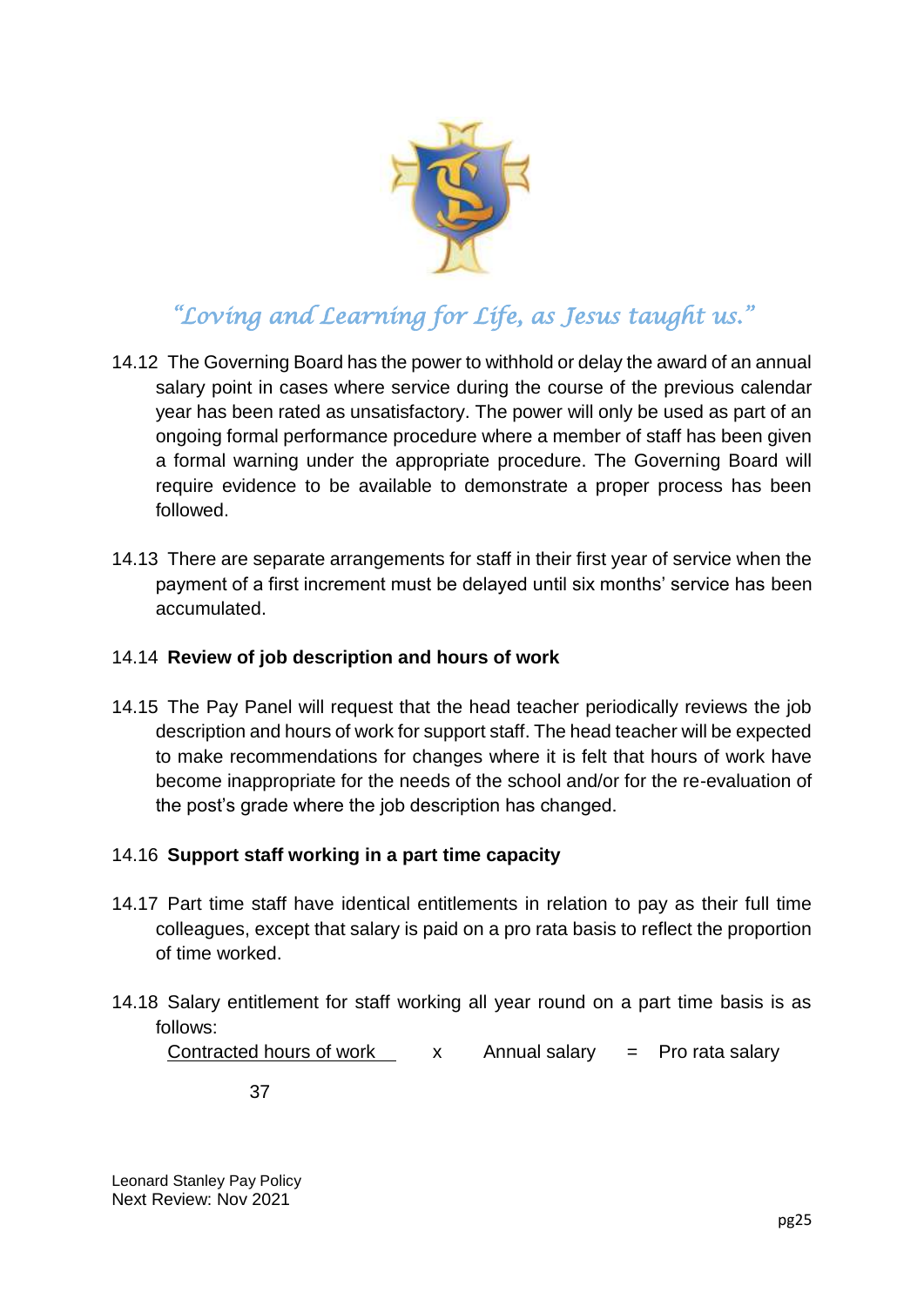*"Loving and Learning for Life, as Jesus taught us."*

14.12 The Governing Board has the power to withhold or delay the award of an annual salary point in cases where service during the course of the previous calendar year has been rated as unsatisfactory. The power will only be used as part of an ongoing formal performance procedure where a member of staff has been given a formal warning under the appropriate procedure. The Governing Board will require evidence to be available to demonstrate a proper process has been followed.

14.13 There are separate arrangements for staff in their first year of service when the payment of a first increment must be delayed until six months' service has been accumulated.

14.14 **Review of job description and hours of work**

14.15 The Pay Panel will request that the head teacher periodically reviews the job description and hours of work for support staff. The head teacher will be expected to make recommendations for changes where it is felt that hours of work have become inappropriate for the needs of the school and/or for the re-evaluation of the post's grade where the job description has changed.

14.16 **Support staff working in a part time capacity**

14.17 Part time staff have identical entitlements in relation to pay as their full time colleagues, except that salary is paid on a pro rata basis to reflect the proportion of time worked.

14.18 Salary entitlement for staff working all year round on a part time basis is as follows:

$$\frac{\text{Contracted hours of work}}{37} \times \text{Annual salary} = \text{Pro rata salary}$$

Leonard Stanley Pay Policy
Next Review: Nov 2021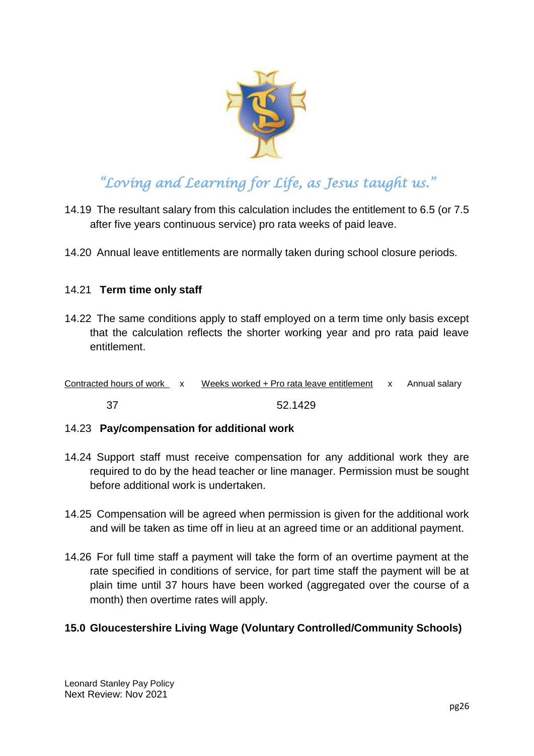*"Loving and Learning for Life, as Jesus taught us."*

14.19 The resultant salary from this calculation includes the entitlement to 6.5 (or 7.5 after five years continuous service) pro rata weeks of paid leave.

14.20 Annual leave entitlements are normally taken during school closure periods.

14.21 **Term time only staff**

14.22 The same conditions apply to staff employed on a term time only basis except that the calculation reflects the shorter working year and pro rata paid leave entitlement.

$$\frac{\text{Contracted hours of work}}{37} \times \frac{\text{Weeks worked + Pro rata leave entitlement}}{52.1429} \times \text{Annual salary}$$

14.23 **Pay/compensation for additional work**

14.24 Support staff must receive compensation for any additional work they are required to do by the head teacher or line manager. Permission must be sought before additional work is undertaken.

14.25 Compensation will be agreed when permission is given for the additional work and will be taken as time off in lieu at an agreed time or an additional payment.

14.26 For full time staff a payment will take the form of an overtime payment at the rate specified in conditions of service, for part time staff the payment will be at plain time until 37 hours have been worked (aggregated over the course of a month) then overtime rates will apply.

## 15.0 Gloucestershire Living Wage (Voluntary Controlled/Community Schools)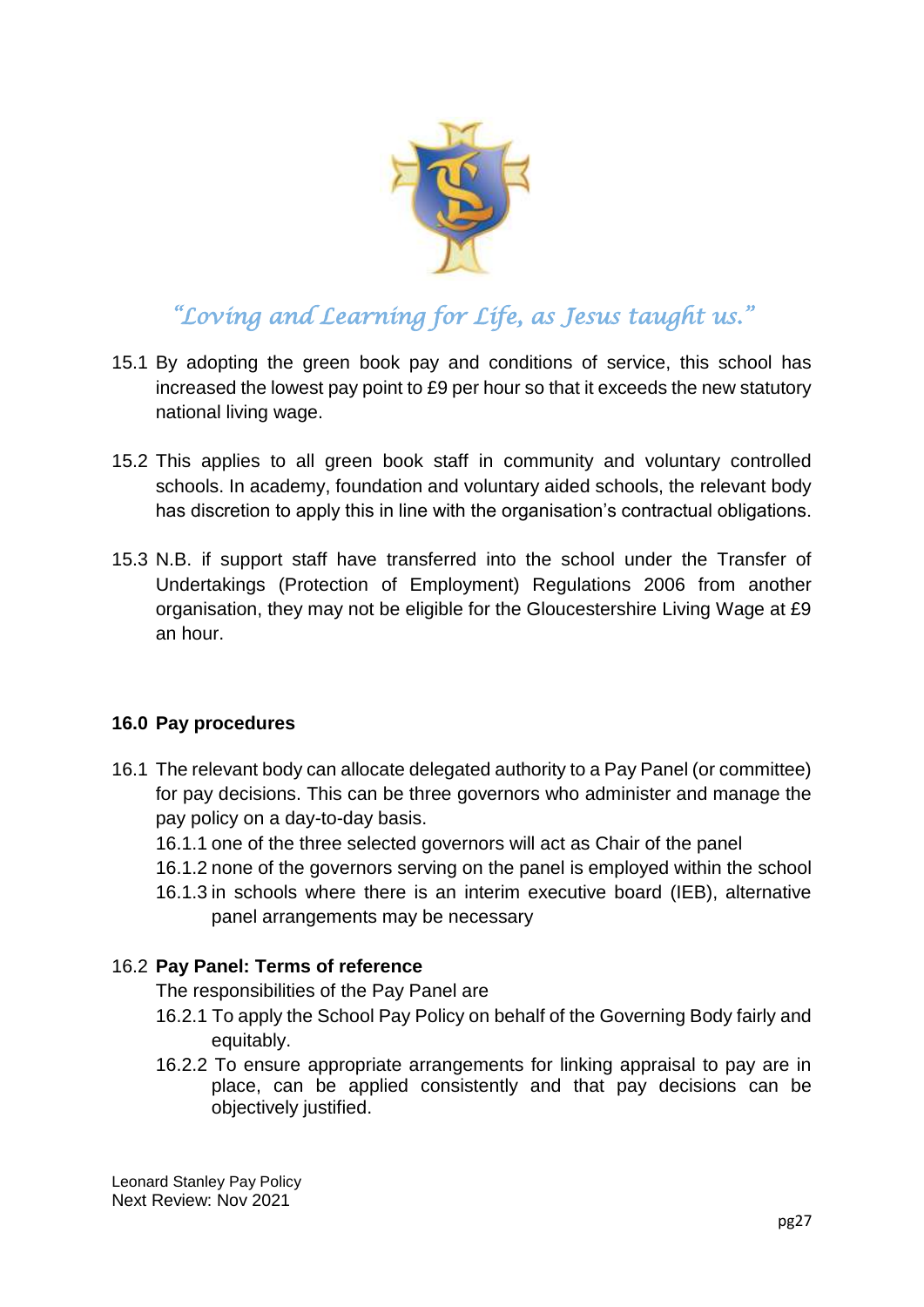15.1 By adopting the green book pay and conditions of service, this school has increased the lowest pay point to £9 per hour so that it exceeds the new statutory national living wage.

15.2 This applies to all green book staff in community and voluntary controlled schools. In academy, foundation and voluntary aided schools, the relevant body has discretion to apply this in line with the organisation's contractual obligations.

15.3 N.B. if support staff have transferred into the school under the Transfer of Undertakings (Protection of Employment) Regulations 2006 from another organisation, they may not be eligible for the Gloucestershire Living Wage at £9 an hour.

## 16.0 Pay procedures

16.1 The relevant body can allocate delegated authority to a Pay Panel (or committee) for pay decisions. This can be three governors who administer and manage the pay policy on a day-to-day basis.

- 16.1.1 one of the three selected governors will act as Chair of the panel
- 16.1.2 none of the governors serving on the panel is employed within the school
- 16.1.3 in schools where there is an interim executive board (IEB), alternative panel arrangements may be necessary

### 16.2 Pay Panel: Terms of reference

The responsibilities of the Pay Panel are

- 16.2.1 To apply the School Pay Policy on behalf of the Governing Body fairly and equitably.
- 16.2.2 To ensure appropriate arrangements for linking appraisal to pay are in place, can be applied consistently and that pay decisions can be objectively justified.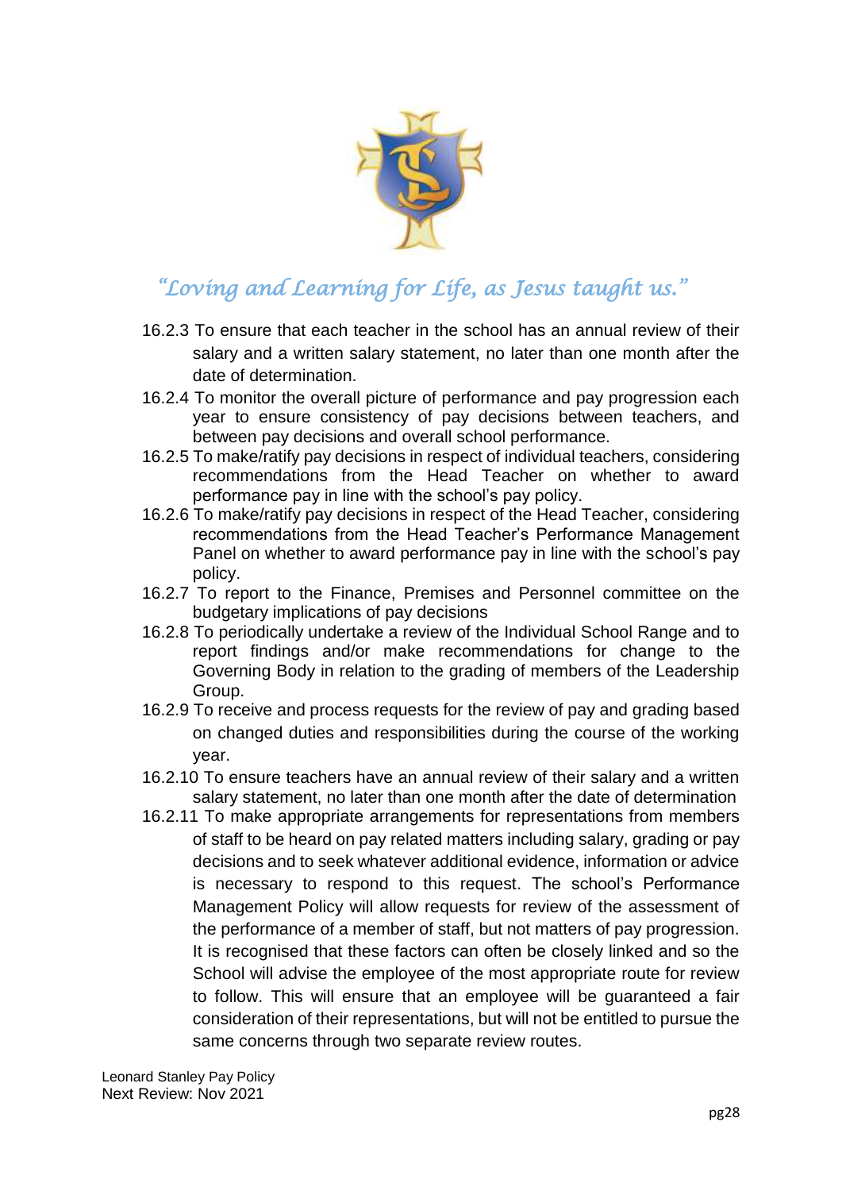16.2.3 To ensure that each teacher in the school has an annual review of their salary and a written salary statement, no later than one month after the date of determination.

16.2.4 To monitor the overall picture of performance and pay progression each year to ensure consistency of pay decisions between teachers, and between pay decisions and overall school performance.

16.2.5 To make/ratify pay decisions in respect of individual teachers, considering recommendations from the Head Teacher on whether to award performance pay in line with the school's pay policy.

16.2.6 To make/ratify pay decisions in respect of the Head Teacher, considering recommendations from the Head Teacher's Performance Management Panel on whether to award performance pay in line with the school's pay policy.

16.2.7 To report to the Finance, Premises and Personnel committee on the budgetary implications of pay decisions

16.2.8 To periodically undertake a review of the Individual School Range and to report findings and/or make recommendations for change to the Governing Body in relation to the grading of members of the Leadership Group.

16.2.9 To receive and process requests for the review of pay and grading based on changed duties and responsibilities during the course of the working year.

16.2.10 To ensure teachers have an annual review of their salary and a written salary statement, no later than one month after the date of determination

16.2.11 To make appropriate arrangements for representations from members of staff to be heard on pay related matters including salary, grading or pay decisions and to seek whatever additional evidence, information or advice is necessary to respond to this request. The school's Performance Management Policy will allow requests for review of the assessment of the performance of a member of staff, but not matters of pay progression. It is recognised that these factors can often be closely linked and so the School will advise the employee of the most appropriate route for review to follow. This will ensure that an employee will be guaranteed a fair consideration of their representations, but will not be entitled to pursue the same concerns through two separate review routes.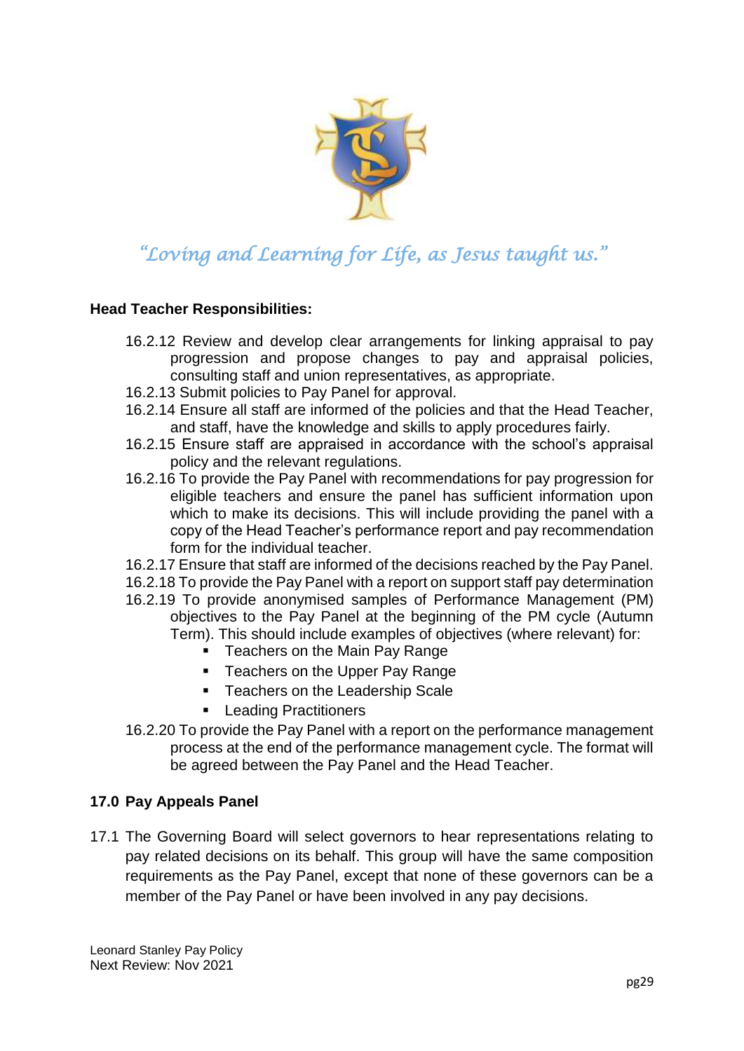*"Loving and Learning for Life, as Jesus taught us."*

**Head Teacher Responsibilities:**

16.2.12 Review and develop clear arrangements for linking appraisal to pay progression and propose changes to pay and appraisal policies, consulting staff and union representatives, as appropriate.

16.2.13 Submit policies to Pay Panel for approval.

16.2.14 Ensure all staff are informed of the policies and that the Head Teacher, and staff, have the knowledge and skills to apply procedures fairly.

16.2.15 Ensure staff are appraised in accordance with the school's appraisal policy and the relevant regulations.

16.2.16 To provide the Pay Panel with recommendations for pay progression for eligible teachers and ensure the panel has sufficient information upon which to make its decisions. This will include providing the panel with a copy of the Head Teacher's performance report and pay recommendation form for the individual teacher.

16.2.17 Ensure that staff are informed of the decisions reached by the Pay Panel.

16.2.18 To provide the Pay Panel with a report on support staff pay determination

16.2.19 To provide anonymised samples of Performance Management (PM) objectives to the Pay Panel at the beginning of the PM cycle (Autumn Term). This should include examples of objectives (where relevant) for:

- Teachers on the Main Pay Range
- Teachers on the Upper Pay Range
- Teachers on the Leadership Scale
- Leading Practitioners

16.2.20 To provide the Pay Panel with a report on the performance management process at the end of the performance management cycle. The format will be agreed between the Pay Panel and the Head Teacher.

## 17.0 Pay Appeals Panel

17.1 The Governing Board will select governors to hear representations relating to pay related decisions on its behalf. This group will have the same composition requirements as the Pay Panel, except that none of these governors can be a member of the Pay Panel or have been involved in any pay decisions.

Leonard Stanley Pay Policy
Next Review: Nov 2021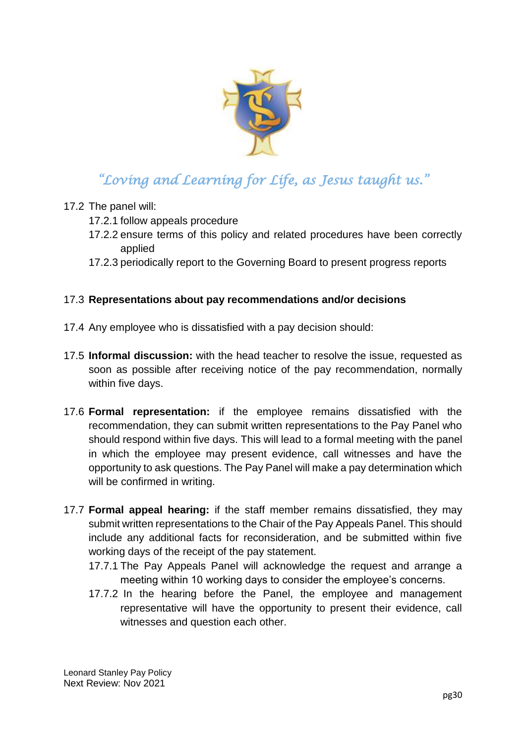*"Loving and Learning for Life, as Jesus taught us."*

17.2 The panel will:

- 17.2.1 follow appeals procedure
- 17.2.2 ensure terms of this policy and related procedures have been correctly applied
- 17.2.3 periodically report to the Governing Board to present progress reports

17.3 **Representations about pay recommendations and/or decisions**

17.4 Any employee who is dissatisfied with a pay decision should:

17.5 **Informal discussion:** with the head teacher to resolve the issue, requested as soon as possible after receiving notice of the pay recommendation, normally within five days.

17.6 **Formal representation:** if the employee remains dissatisfied with the recommendation, they can submit written representations to the Pay Panel who should respond within five days. This will lead to a formal meeting with the panel in which the employee may present evidence, call witnesses and have the opportunity to ask questions. The Pay Panel will make a pay determination which will be confirmed in writing.

17.7 **Formal appeal hearing:** if the staff member remains dissatisfied, they may submit written representations to the Chair of the Pay Appeals Panel. This should include any additional facts for reconsideration, and be submitted within five working days of the receipt of the pay statement.

- 17.7.1 The Pay Appeals Panel will acknowledge the request and arrange a meeting within 10 working days to consider the employee's concerns.
- 17.7.2 In the hearing before the Panel, the employee and management representative will have the opportunity to present their evidence, call witnesses and question each other.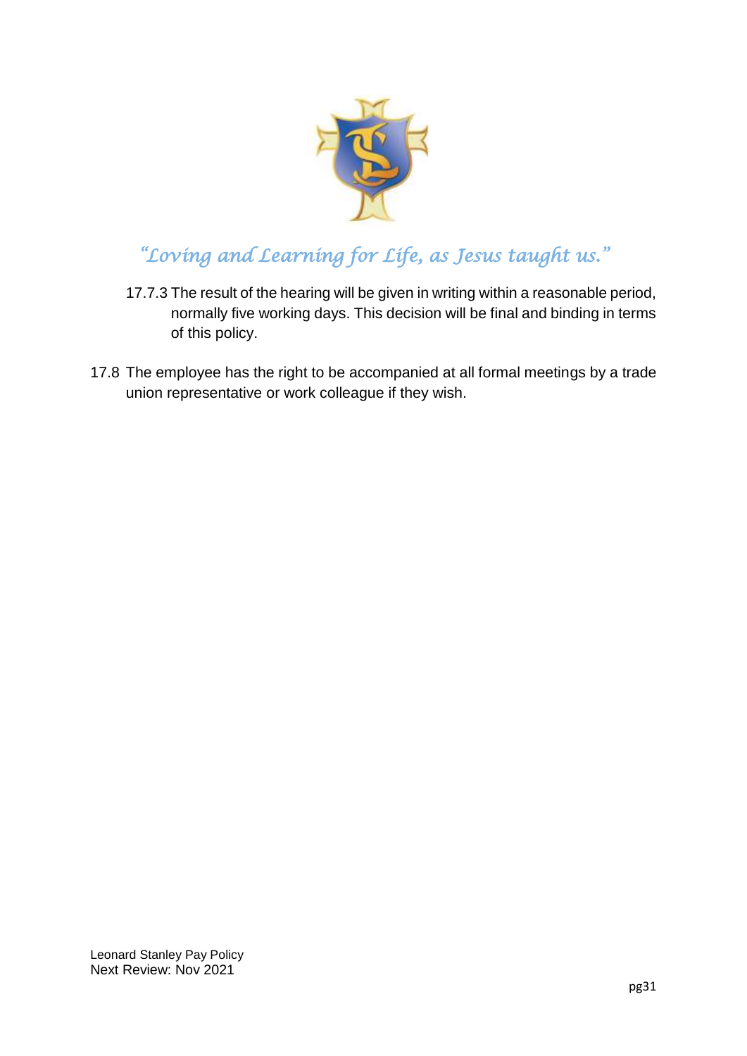17.7.3 The result of the hearing will be given in writing within a reasonable period, normally five working days. This decision will be final and binding in terms of this policy.

17.8 The employee has the right to be accompanied at all formal meetings by a trade union representative or work colleague if they wish.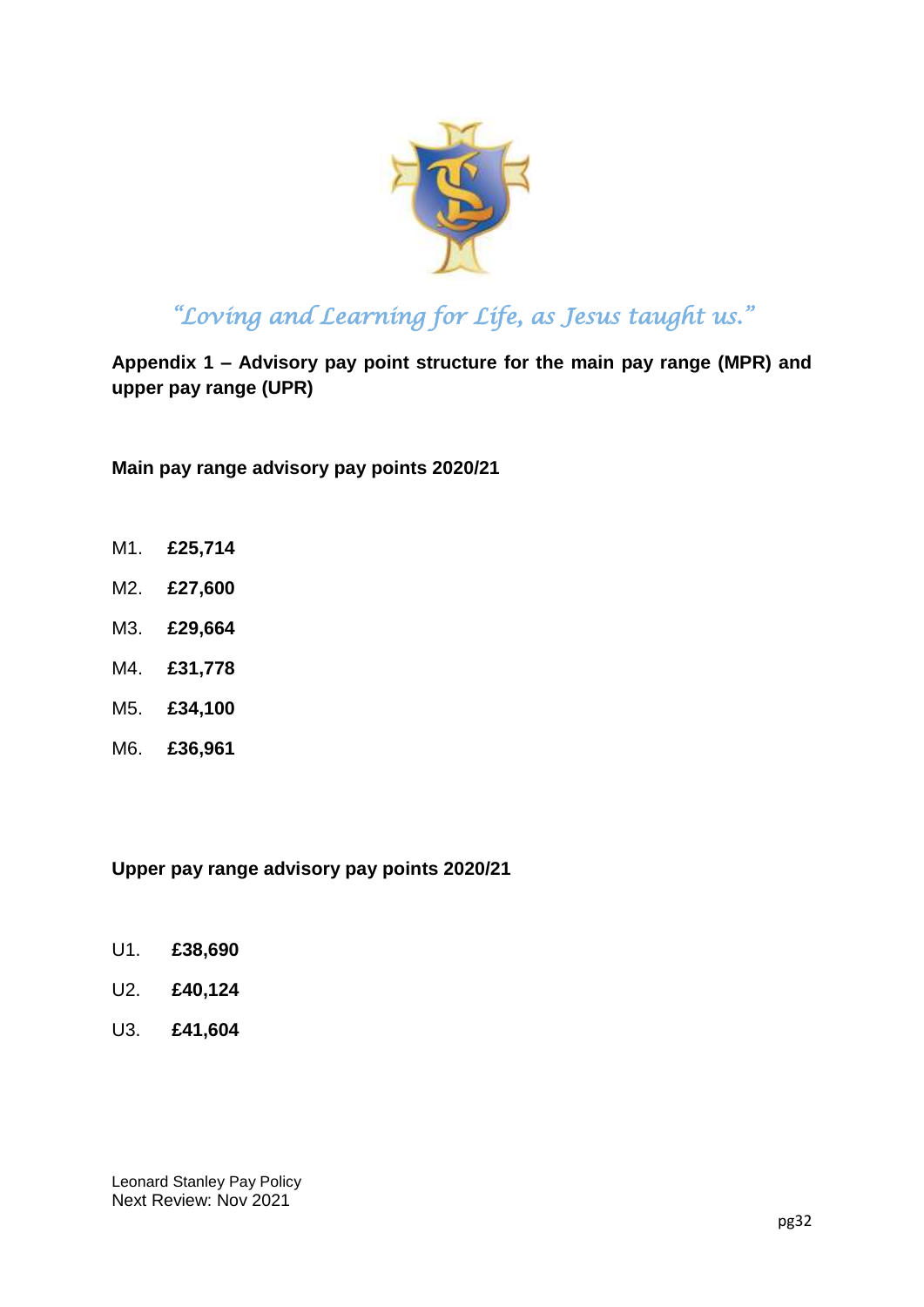*"Loving and Learning for Life, as Jesus taught us."*

**Appendix 1 – Advisory pay point structure for the main pay range (MPR) and upper pay range (UPR)**

**Main pay range advisory pay points 2020/21**

M1. **£25,714**

M2. **£27,600**

M3. **£29,664**

M4. **£31,778**

M5. **£34,100**

M6. **£36,961**

**Upper pay range advisory pay points 2020/21**

U1. **£38,690**

U2. **£40,124**

U3. **£41,604**

Leonard Stanley Pay Policy
Next Review: Nov 2021